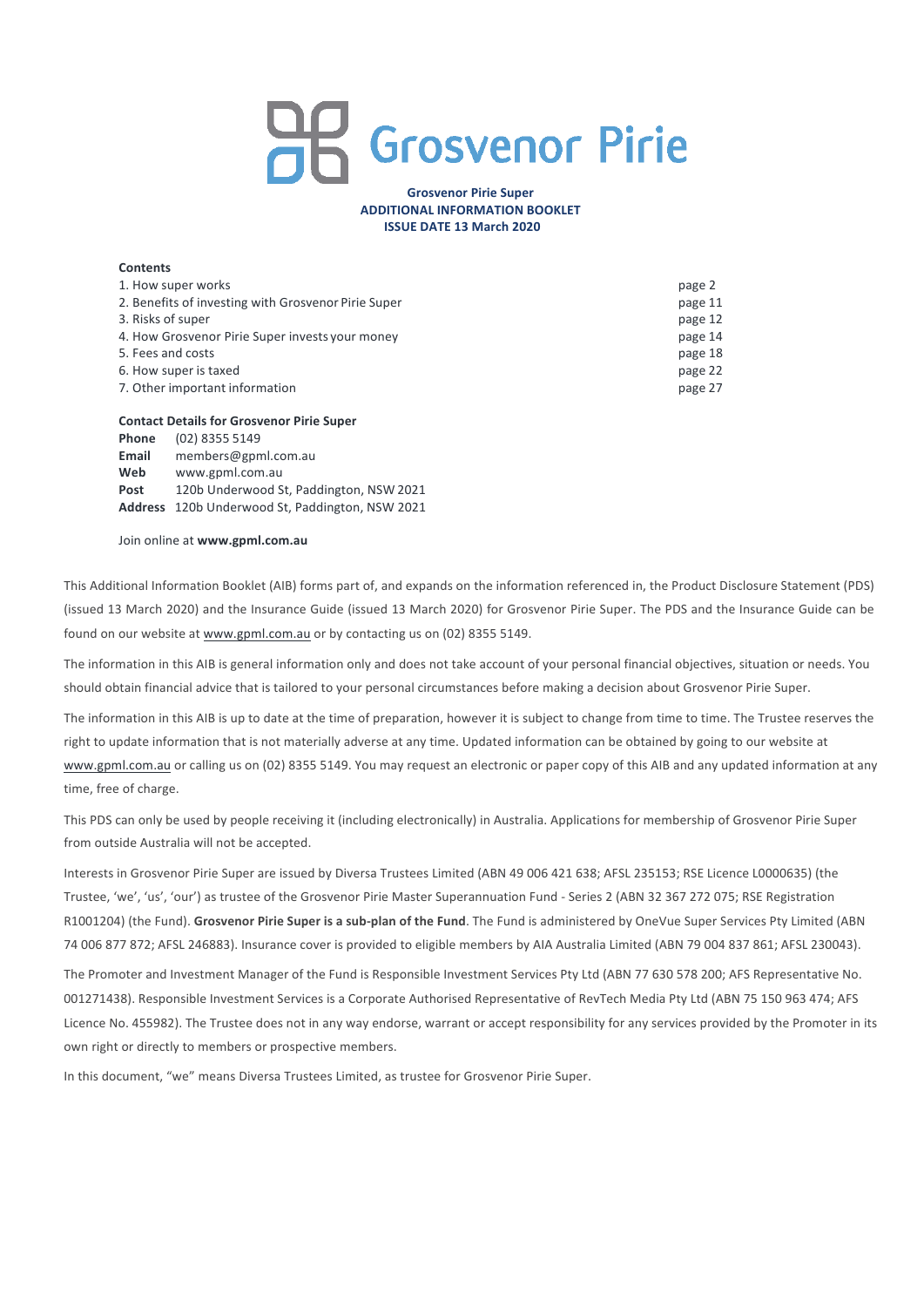# Grosvenor Pirie

**Grosvenor Pirie Super**
**ADDITIONAL INFORMATION BOOKLET**
**ISSUE DATE 13 March 2020**

**Contents**

| | |
|---|---|
| 1. How super works | page 2 |
| 2. Benefits of investing with Grosvenor Pirie Super | page 11 |
| 3. Risks of super | page 12 |
| 4. How Grosvenor Pirie Super invests your money | page 14 |
| 5. Fees and costs | page 18 |
| 6. How super is taxed | page 22 |
| 7. Other important information | page 27 |

**Contact Details for Grosvenor Pirie Super**

**Phone** (02) 8355 5149
**Email** members@gpml.com.au
**Web** www.gpml.com.au
**Post** 120b Underwood St, Paddington, NSW 2021
**Address** 120b Underwood St, Paddington, NSW 2021

Join online at **www.gpml.com.au**

This Additional Information Booklet (AIB) forms part of, and expands on the information referenced in, the Product Disclosure Statement (PDS) (issued 13 March 2020) and the Insurance Guide (issued 13 March 2020) for Grosvenor Pirie Super. The PDS and the Insurance Guide can be found on our website at www.gpml.com.au or by contacting us on (02) 8355 5149.

The information in this AIB is general information only and does not take account of your personal financial objectives, situation or needs. You should obtain financial advice that is tailored to your personal circumstances before making a decision about Grosvenor Pirie Super.

The information in this AIB is up to date at the time of preparation, however it is subject to change from time to time. The Trustee reserves the right to update information that is not materially adverse at any time. Updated information can be obtained by going to our website at www.gpml.com.au or calling us on (02) 8355 5149. You may request an electronic or paper copy of this AIB and any updated information at any time, free of charge.

This PDS can only be used by people receiving it (including electronically) in Australia. Applications for membership of Grosvenor Pirie Super from outside Australia will not be accepted.

Interests in Grosvenor Pirie Super are issued by Diversa Trustees Limited (ABN 49 006 421 638; AFSL 235153; RSE Licence L0000635) (the Trustee, 'we', 'us', 'our') as trustee of the Grosvenor Pirie Master Superannuation Fund - Series 2 (ABN 32 367 272 075; RSE Registration R1001204) (the Fund). **Grosvenor Pirie Super is a sub-plan of the Fund**. The Fund is administered by OneVue Super Services Pty Limited (ABN 74 006 877 872; AFSL 246883). Insurance cover is provided to eligible members by AIA Australia Limited (ABN 79 004 837 861; AFSL 230043).

The Promoter and Investment Manager of the Fund is Responsible Investment Services Pty Ltd (ABN 77 630 578 200; AFS Representative No. 001271438). Responsible Investment Services is a Corporate Authorised Representative of RevTech Media Pty Ltd (ABN 75 150 963 474; AFS Licence No. 455982). The Trustee does not in any way endorse, warrant or accept responsibility for any services provided by the Promoter in its own right or directly to members or prospective members.

In this document, "we" means Diversa Trustees Limited, as trustee for Grosvenor Pirie Super.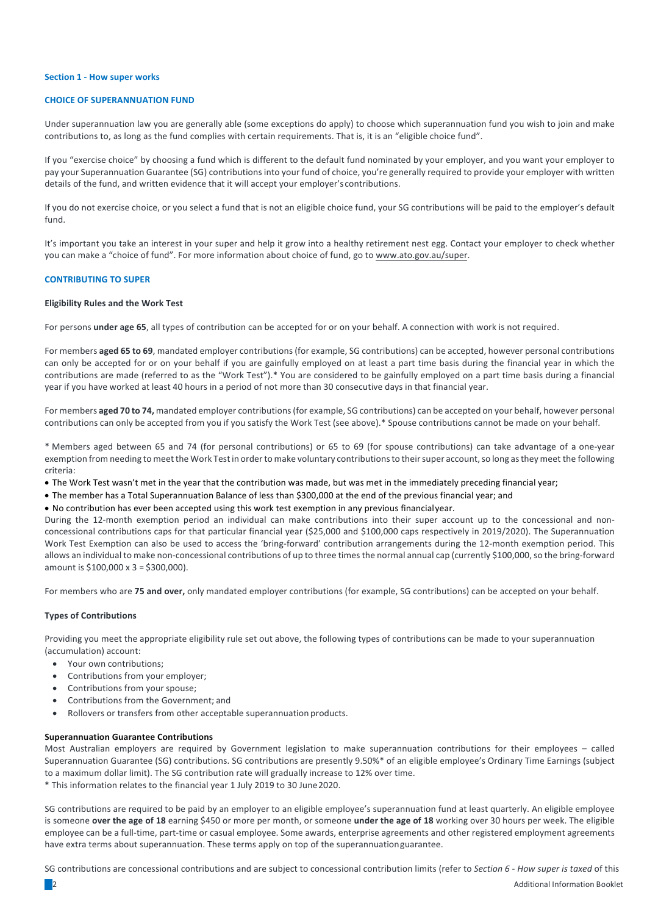## Section 1 - How super works

### CHOICE OF SUPERANNUATION FUND

Under superannuation law you are generally able (some exceptions do apply) to choose which superannuation fund you wish to join and make contributions to, as long as the fund complies with certain requirements. That is, it is an "eligible choice fund".

If you "exercise choice" by choosing a fund which is different to the default fund nominated by your employer, and you want your employer to pay your Superannuation Guarantee (SG) contributions into your fund of choice, you're generally required to provide your employer with written details of the fund, and written evidence that it will accept your employer's contributions.

If you do not exercise choice, or you select a fund that is not an eligible choice fund, your SG contributions will be paid to the employer's default fund.

It's important you take an interest in your super and help it grow into a healthy retirement nest egg. Contact your employer to check whether you can make a "choice of fund". For more information about choice of fund, go to www.ato.gov.au/super.

### CONTRIBUTING TO SUPER

#### Eligibility Rules and the Work Test

For persons **under age 65**, all types of contribution can be accepted for or on your behalf. A connection with work is not required.

For members **aged 65 to 69**, mandated employer contributions (for example, SG contributions) can be accepted, however personal contributions can only be accepted for or on your behalf if you are gainfully employed on at least a part time basis during the financial year in which the contributions are made (referred to as the "Work Test").* You are considered to be gainfully employed on a part time basis during a financial year if you have worked at least 40 hours in a period of not more than 30 consecutive days in that financial year.

For members **aged 70 to 74,** mandated employer contributions (for example, SG contributions) can be accepted on your behalf, however personal contributions can only be accepted from you if you satisfy the Work Test (see above).* Spouse contributions cannot be made on your behalf.

* Members aged between 65 and 74 (for personal contributions) or 65 to 69 (for spouse contributions) can take advantage of a one-year exemption from needing to meet the Work Test in order to make voluntary contributions to their super account, so long as they meet the following criteria:

- The Work Test wasn't met in the year that the contribution was made, but was met in the immediately preceding financial year;
- The member has a Total Superannuation Balance of less than $300,000 at the end of the previous financial year; and
- No contribution has ever been accepted using this work test exemption in any previous financial year.

During the 12-month exemption period an individual can make contributions into their super account up to the concessional and non-concessional contributions caps for that particular financial year ($25,000 and $100,000 caps respectively in 2019/2020). The Superannuation Work Test Exemption can also be used to access the 'bring-forward' contribution arrangements during the 12-month exemption period. This allows an individual to make non-concessional contributions of up to three times the normal annual cap (currently $100,000, so the bring-forward amount is $100,000 x 3 = $300,000).

For members who are **75 and over,** only mandated employer contributions (for example, SG contributions) can be accepted on your behalf.

#### Types of Contributions

Providing you meet the appropriate eligibility rule set out above, the following types of contributions can be made to your superannuation (accumulation) account:

- Your own contributions;
- Contributions from your employer;
- Contributions from your spouse;
- Contributions from the Government; and
- Rollovers or transfers from other acceptable superannuation products.

#### Superannuation Guarantee Contributions

Most Australian employers are required by Government legislation to make superannuation contributions for their employees – called Superannuation Guarantee (SG) contributions. SG contributions are presently 9.50%* of an eligible employee's Ordinary Time Earnings (subject to a maximum dollar limit). The SG contribution rate will gradually increase to 12% over time.

* This information relates to the financial year 1 July 2019 to 30 June 2020.

SG contributions are required to be paid by an employer to an eligible employee's superannuation fund at least quarterly. An eligible employee is someone **over the age of 18** earning $450 or more per month, or someone **under the age of 18** working over 30 hours per week. The eligible employee can be a full-time, part-time or casual employee. Some awards, enterprise agreements and other registered employment agreements have extra terms about superannuation. These terms apply on top of the superannuation guarantee.

SG contributions are concessional contributions and are subject to concessional contribution limits (refer to *Section 6 - How super is taxed* of this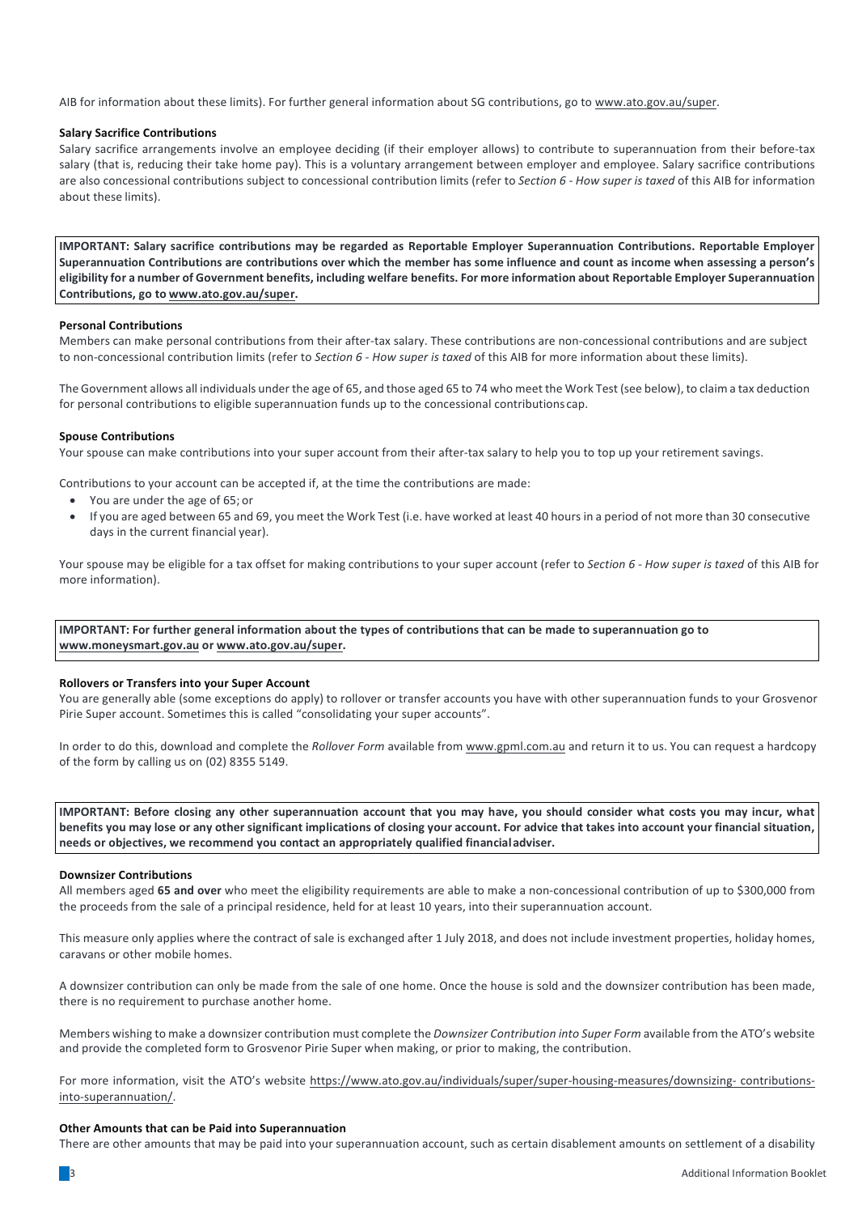AIB for information about these limits). For further general information about SG contributions, go to www.ato.gov.au/super.

**Salary Sacrifice Contributions**

Salary sacrifice arrangements involve an employee deciding (if their employer allows) to contribute to superannuation from their before-tax salary (that is, reducing their take home pay). This is a voluntary arrangement between employer and employee. Salary sacrifice contributions are also concessional contributions subject to concessional contribution limits (refer to *Section 6 - How super is taxed* of this AIB for information about these limits).

**IMPORTANT: Salary sacrifice contributions may be regarded as Reportable Employer Superannuation Contributions. Reportable Employer Superannuation Contributions are contributions over which the member has some influence and count as income when assessing a person's eligibility for a number of Government benefits, including welfare benefits. For more information about Reportable Employer Superannuation Contributions, go to www.ato.gov.au/super.**

**Personal Contributions**

Members can make personal contributions from their after-tax salary. These contributions are non-concessional contributions and are subject to non-concessional contribution limits (refer to *Section 6 - How super is taxed* of this AIB for more information about these limits).

The Government allows all individuals under the age of 65, and those aged 65 to 74 who meet the Work Test (see below), to claim a tax deduction for personal contributions to eligible superannuation funds up to the concessional contributions cap.

**Spouse Contributions**

Your spouse can make contributions into your super account from their after-tax salary to help you to top up your retirement savings.

Contributions to your account can be accepted if, at the time the contributions are made:

- You are under the age of 65; or
- If you are aged between 65 and 69, you meet the Work Test (i.e. have worked at least 40 hours in a period of not more than 30 consecutive days in the current financial year).

Your spouse may be eligible for a tax offset for making contributions to your super account (refer to *Section 6 - How super is taxed* of this AIB for more information).

**IMPORTANT: For further general information about the types of contributions that can be made to superannuation go to www.moneysmart.gov.au or www.ato.gov.au/super.**

**Rollovers or Transfers into your Super Account**

You are generally able (some exceptions do apply) to rollover or transfer accounts you have with other superannuation funds to your Grosvenor Pirie Super account. Sometimes this is called "consolidating your super accounts".

In order to do this, download and complete the *Rollover Form* available from www.gpml.com.au and return it to us. You can request a hardcopy of the form by calling us on (02) 8355 5149.

**IMPORTANT: Before closing any other superannuation account that you may have, you should consider what costs you may incur, what benefits you may lose or any other significant implications of closing your account. For advice that takes into account your financial situation, needs or objectives, we recommend you contact an appropriately qualified financial adviser.**

**Downsizer Contributions**

All members aged **65 and over** who meet the eligibility requirements are able to make a non-concessional contribution of up to $300,000 from the proceeds from the sale of a principal residence, held for at least 10 years, into their superannuation account.

This measure only applies where the contract of sale is exchanged after 1 July 2018, and does not include investment properties, holiday homes, caravans or other mobile homes.

A downsizer contribution can only be made from the sale of one home. Once the house is sold and the downsizer contribution has been made, there is no requirement to purchase another home.

Members wishing to make a downsizer contribution must complete the *Downsizer Contribution into Super Form* available from the ATO's website and provide the completed form to Grosvenor Pirie Super when making, or prior to making, the contribution.

For more information, visit the ATO's website https://www.ato.gov.au/individuals/super/super-housing-measures/downsizing- contributions-into-superannuation/.

**Other Amounts that can be Paid into Superannuation**

There are other amounts that may be paid into your superannuation account, such as certain disablement amounts on settlement of a disability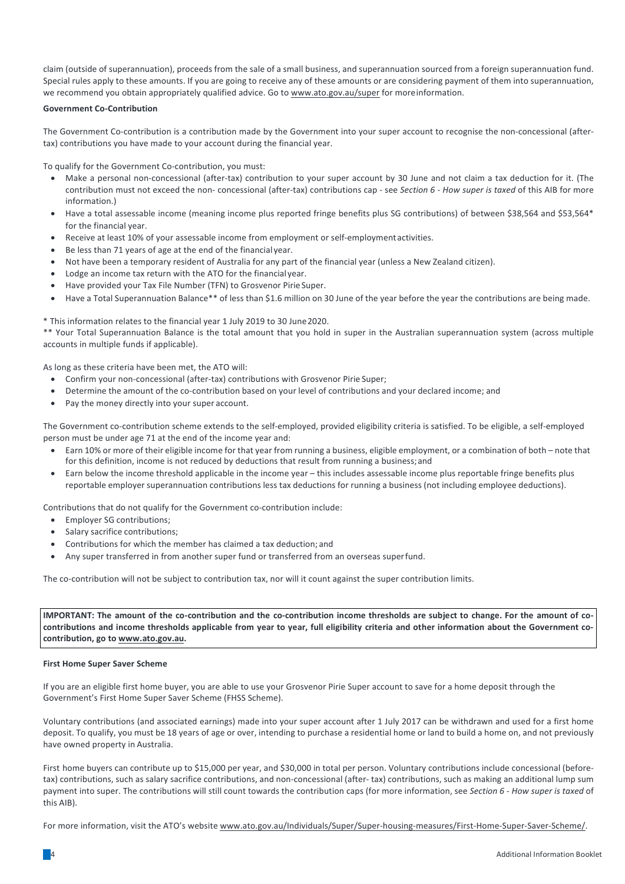claim (outside of superannuation), proceeds from the sale of a small business, and superannuation sourced from a foreign superannuation fund. Special rules apply to these amounts. If you are going to receive any of these amounts or are considering payment of them into superannuation, we recommend you obtain appropriately qualified advice. Go to www.ato.gov.au/super for more information.

**Government Co-Contribution**

The Government Co-contribution is a contribution made by the Government into your super account to recognise the non-concessional (after-tax) contributions you have made to your account during the financial year.

To qualify for the Government Co-contribution, you must:

- Make a personal non-concessional (after-tax) contribution to your super account by 30 June and not claim a tax deduction for it. (The contribution must not exceed the non- concessional (after-tax) contributions cap - see *Section 6 - How super is taxed* of this AIB for more information.)
- Have a total assessable income (meaning income plus reported fringe benefits plus SG contributions) of between $38,564 and $53,564* for the financial year.
- Receive at least 10% of your assessable income from employment or self-employment activities.
- Be less than 71 years of age at the end of the financial year.
- Not have been a temporary resident of Australia for any part of the financial year (unless a New Zealand citizen).
- Lodge an income tax return with the ATO for the financial year.
- Have provided your Tax File Number (TFN) to Grosvenor Pirie Super.
- Have a Total Superannuation Balance** of less than $1.6 million on 30 June of the year before the year the contributions are being made.

* This information relates to the financial year 1 July 2019 to 30 June 2020.

** Your Total Superannuation Balance is the total amount that you hold in super in the Australian superannuation system (across multiple accounts in multiple funds if applicable).

As long as these criteria have been met, the ATO will:

- Confirm your non-concessional (after-tax) contributions with Grosvenor Pirie Super;
- Determine the amount of the co-contribution based on your level of contributions and your declared income; and
- Pay the money directly into your super account.

The Government co-contribution scheme extends to the self-employed, provided eligibility criteria is satisfied. To be eligible, a self-employed person must be under age 71 at the end of the income year and:

- Earn 10% or more of their eligible income for that year from running a business, eligible employment, or a combination of both – note that for this definition, income is not reduced by deductions that result from running a business; and
- Earn below the income threshold applicable in the income year – this includes assessable income plus reportable fringe benefits plus reportable employer superannuation contributions less tax deductions for running a business (not including employee deductions).

Contributions that do not qualify for the Government co-contribution include:

- Employer SG contributions;
- Salary sacrifice contributions;
- Contributions for which the member has claimed a tax deduction; and
- Any super transferred in from another super fund or transferred from an overseas super fund.

The co-contribution will not be subject to contribution tax, nor will it count against the super contribution limits.

**IMPORTANT: The amount of the co-contribution and the co-contribution income thresholds are subject to change. For the amount of co-contributions and income thresholds applicable from year to year, full eligibility criteria and other information about the Government co-contribution, go to www.ato.gov.au.**

**First Home Super Saver Scheme**

If you are an eligible first home buyer, you are able to use your Grosvenor Pirie Super account to save for a home deposit through the Government's First Home Super Saver Scheme (FHSS Scheme).

Voluntary contributions (and associated earnings) made into your super account after 1 July 2017 can be withdrawn and used for a first home deposit. To qualify, you must be 18 years of age or over, intending to purchase a residential home or land to build a home on, and not previously have owned property in Australia.

First home buyers can contribute up to $15,000 per year, and $30,000 in total per person. Voluntary contributions include concessional (before-tax) contributions, such as salary sacrifice contributions, and non-concessional (after- tax) contributions, such as making an additional lump sum payment into super. The contributions will still count towards the contribution caps (for more information, see *Section 6 - How super is taxed* of this AIB).

For more information, visit the ATO's website www.ato.gov.au/Individuals/Super/Super-housing-measures/First-Home-Super-Saver-Scheme/.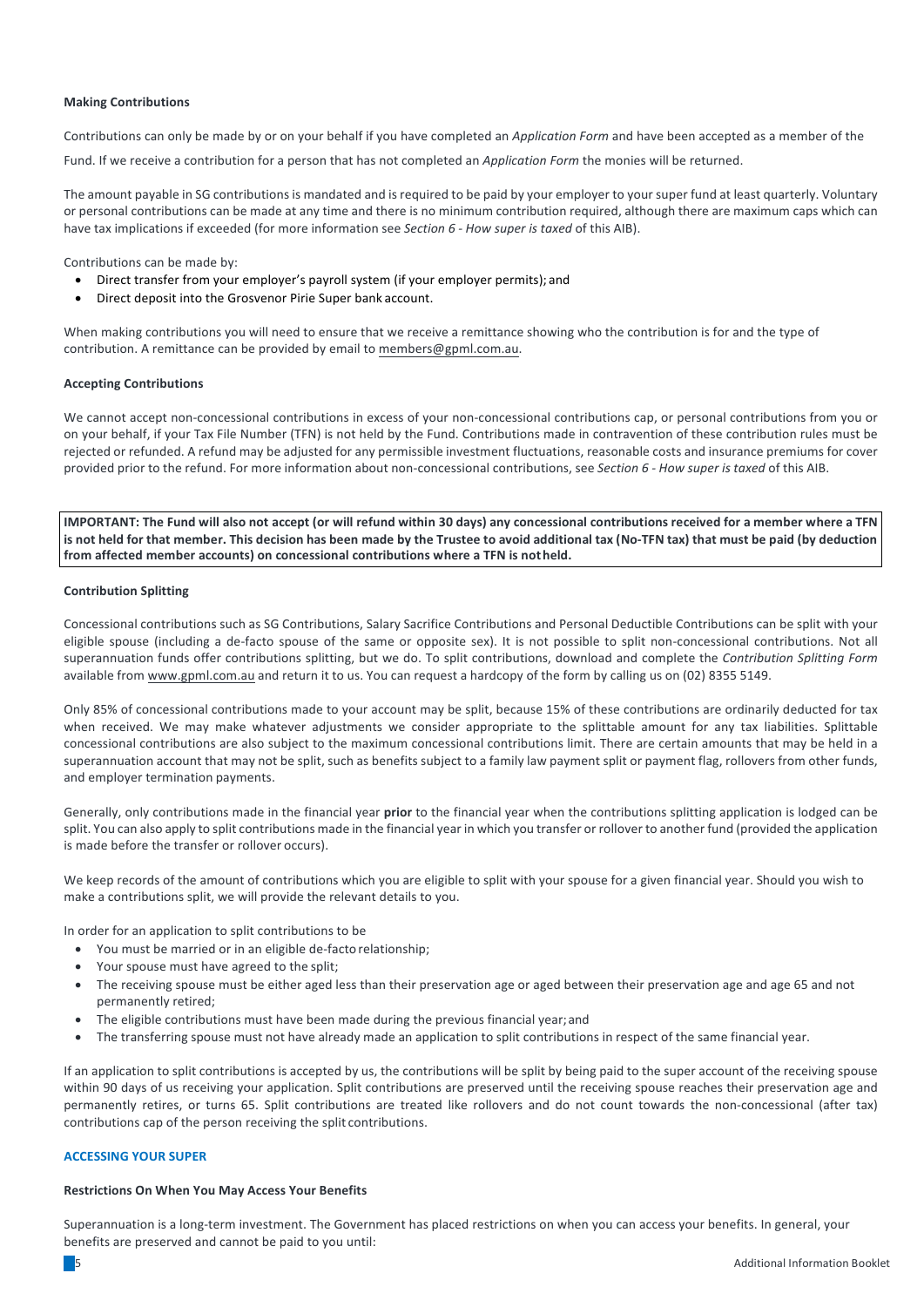**Making Contributions**

Contributions can only be made by or on your behalf if you have completed an *Application Form* and have been accepted as a member of the Fund. If we receive a contribution for a person that has not completed an *Application Form* the monies will be returned.

The amount payable in SG contributions is mandated and is required to be paid by your employer to your super fund at least quarterly. Voluntary or personal contributions can be made at any time and there is no minimum contribution required, although there are maximum caps which can have tax implications if exceeded (for more information see *Section 6 - How super is taxed* of this AIB).

Contributions can be made by:

- Direct transfer from your employer's payroll system (if your employer permits); and
- Direct deposit into the Grosvenor Pirie Super bank account.

When making contributions you will need to ensure that we receive a remittance showing who the contribution is for and the type of contribution. A remittance can be provided by email to members@gpml.com.au.

**Accepting Contributions**

We cannot accept non-concessional contributions in excess of your non-concessional contributions cap, or personal contributions from you or on your behalf, if your Tax File Number (TFN) is not held by the Fund. Contributions made in contravention of these contribution rules must be rejected or refunded. A refund may be adjusted for any permissible investment fluctuations, reasonable costs and insurance premiums for cover provided prior to the refund. For more information about non-concessional contributions, see *Section 6 - How super is taxed* of this AIB.

**IMPORTANT: The Fund will also not accept (or will refund within 30 days) any concessional contributions received for a member where a TFN is not held for that member. This decision has been made by the Trustee to avoid additional tax (No-TFN tax) that must be paid (by deduction from affected member accounts) on concessional contributions where a TFN is not held.**

**Contribution Splitting**

Concessional contributions such as SG Contributions, Salary Sacrifice Contributions and Personal Deductible Contributions can be split with your eligible spouse (including a de-facto spouse of the same or opposite sex). It is not possible to split non-concessional contributions. Not all superannuation funds offer contributions splitting, but we do. To split contributions, download and complete the *Contribution Splitting Form* available from www.gpml.com.au and return it to us. You can request a hardcopy of the form by calling us on (02) 8355 5149.

Only 85% of concessional contributions made to your account may be split, because 15% of these contributions are ordinarily deducted for tax when received. We may make whatever adjustments we consider appropriate to the splittable amount for any tax liabilities. Splittable concessional contributions are also subject to the maximum concessional contributions limit. There are certain amounts that may be held in a superannuation account that may not be split, such as benefits subject to a family law payment split or payment flag, rollovers from other funds, and employer termination payments.

Generally, only contributions made in the financial year **prior** to the financial year when the contributions splitting application is lodged can be split. You can also apply to split contributions made in the financial year in which you transfer or rollover to another fund (provided the application is made before the transfer or rollover occurs).

We keep records of the amount of contributions which you are eligible to split with your spouse for a given financial year. Should you wish to make a contributions split, we will provide the relevant details to you.

In order for an application to split contributions to be

- You must be married or in an eligible de-facto relationship;
- Your spouse must have agreed to the split;
- The receiving spouse must be either aged less than their preservation age or aged between their preservation age and age 65 and not permanently retired;
- The eligible contributions must have been made during the previous financial year; and
- The transferring spouse must not have already made an application to split contributions in respect of the same financial year.

If an application to split contributions is accepted by us, the contributions will be split by being paid to the super account of the receiving spouse within 90 days of us receiving your application. Split contributions are preserved until the receiving spouse reaches their preservation age and permanently retires, or turns 65. Split contributions are treated like rollovers and do not count towards the non-concessional (after tax) contributions cap of the person receiving the split contributions.

## ACCESSING YOUR SUPER

**Restrictions On When You May Access Your Benefits**

Superannuation is a long-term investment. The Government has placed restrictions on when you can access your benefits. In general, your benefits are preserved and cannot be paid to you until: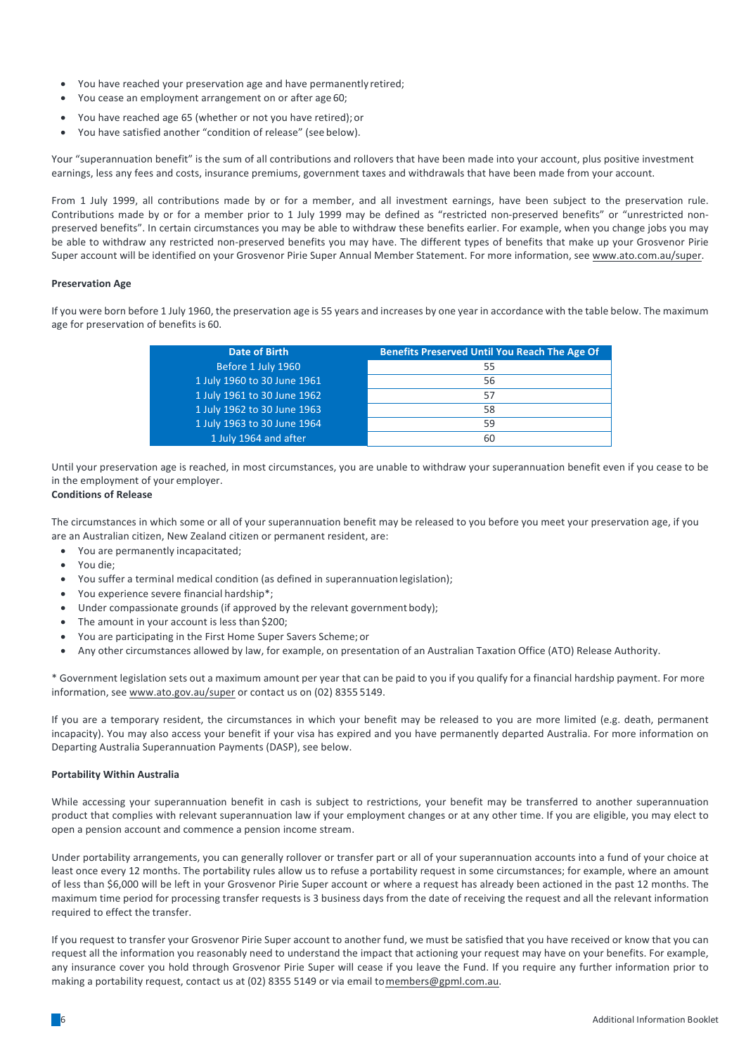- You have reached your preservation age and have permanently retired;
- You cease an employment arrangement on or after age 60;
- You have reached age 65 (whether or not you have retired); or
- You have satisfied another "condition of release" (see below).

Your "superannuation benefit" is the sum of all contributions and rollovers that have been made into your account, plus positive investment earnings, less any fees and costs, insurance premiums, government taxes and withdrawals that have been made from your account.

From 1 July 1999, all contributions made by or for a member, and all investment earnings, have been subject to the preservation rule. Contributions made by or for a member prior to 1 July 1999 may be defined as "restricted non-preserved benefits" or "unrestricted non-preserved benefits". In certain circumstances you may be able to withdraw these benefits earlier. For example, when you change jobs you may be able to withdraw any restricted non-preserved benefits you may have. The different types of benefits that make up your Grosvenor Pirie Super account will be identified on your Grosvenor Pirie Super Annual Member Statement. For more information, see www.ato.com.au/super.

**Preservation Age**

If you were born before 1 July 1960, the preservation age is 55 years and increases by one year in accordance with the table below. The maximum age for preservation of benefits is 60.

| Date of Birth | Benefits Preserved Until You Reach The Age Of |
|---|---|
| Before 1 July 1960 | 55 |
| 1 July 1960 to 30 June 1961 | 56 |
| 1 July 1961 to 30 June 1962 | 57 |
| 1 July 1962 to 30 June 1963 | 58 |
| 1 July 1963 to 30 June 1964 | 59 |
| 1 July 1964 and after | 60 |

Until your preservation age is reached, in most circumstances, you are unable to withdraw your superannuation benefit even if you cease to be in the employment of your employer.

**Conditions of Release**

The circumstances in which some or all of your superannuation benefit may be released to you before you meet your preservation age, if you are an Australian citizen, New Zealand citizen or permanent resident, are:

- You are permanently incapacitated;
- You die;
- You suffer a terminal medical condition (as defined in superannuation legislation);
- You experience severe financial hardship*;
- Under compassionate grounds (if approved by the relevant government body);
- The amount in your account is less than $200;
- You are participating in the First Home Super Savers Scheme; or
- Any other circumstances allowed by law, for example, on presentation of an Australian Taxation Office (ATO) Release Authority.

* Government legislation sets out a maximum amount per year that can be paid to you if you qualify for a financial hardship payment. For more information, see www.ato.gov.au/super or contact us on (02) 8355 5149.

If you are a temporary resident, the circumstances in which your benefit may be released to you are more limited (e.g. death, permanent incapacity). You may also access your benefit if your visa has expired and you have permanently departed Australia. For more information on Departing Australia Superannuation Payments (DASP), see below.

**Portability Within Australia**

While accessing your superannuation benefit in cash is subject to restrictions, your benefit may be transferred to another superannuation product that complies with relevant superannuation law if your employment changes or at any other time. If you are eligible, you may elect to open a pension account and commence a pension income stream.

Under portability arrangements, you can generally rollover or transfer part or all of your superannuation accounts into a fund of your choice at least once every 12 months. The portability rules allow us to refuse a portability request in some circumstances; for example, where an amount of less than $6,000 will be left in your Grosvenor Pirie Super account or where a request has already been actioned in the past 12 months. The maximum time period for processing transfer requests is 3 business days from the date of receiving the request and all the relevant information required to effect the transfer.

If you request to transfer your Grosvenor Pirie Super account to another fund, we must be satisfied that you have received or know that you can request all the information you reasonably need to understand the impact that actioning your request may have on your benefits. For example, any insurance cover you hold through Grosvenor Pirie Super will cease if you leave the Fund. If you require any further information prior to making a portability request, contact us at (02) 8355 5149 or via email to members@gpml.com.au.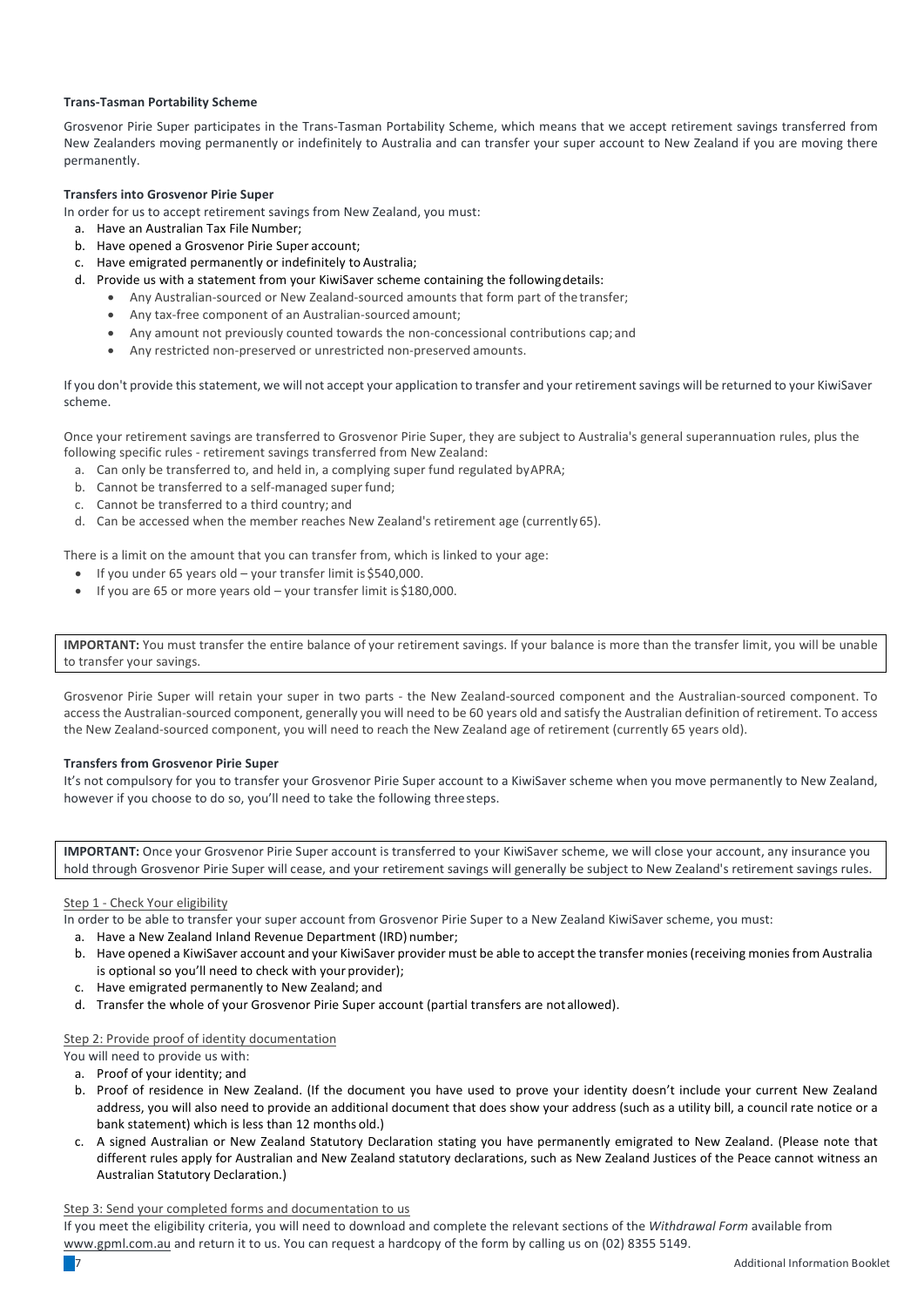**Trans-Tasman Portability Scheme**

Grosvenor Pirie Super participates in the Trans-Tasman Portability Scheme, which means that we accept retirement savings transferred from New Zealanders moving permanently or indefinitely to Australia and can transfer your super account to New Zealand if you are moving there permanently.

**Transfers into Grosvenor Pirie Super**

In order for us to accept retirement savings from New Zealand, you must:

a. Have an Australian Tax File Number;
b. Have opened a Grosvenor Pirie Super account;
c. Have emigrated permanently or indefinitely to Australia;
d. Provide us with a statement from your KiwiSaver scheme containing the following details:
   - Any Australian-sourced or New Zealand-sourced amounts that form part of the transfer;
   - Any tax-free component of an Australian-sourced amount;
   - Any amount not previously counted towards the non-concessional contributions cap; and
   - Any restricted non-preserved or unrestricted non-preserved amounts.

If you don't provide this statement, we will not accept your application to transfer and your retirement savings will be returned to your KiwiSaver scheme.

Once your retirement savings are transferred to Grosvenor Pirie Super, they are subject to Australia's general superannuation rules, plus the following specific rules - retirement savings transferred from New Zealand:

a. Can only be transferred to, and held in, a complying super fund regulated by APRA;
b. Cannot be transferred to a self-managed super fund;
c. Cannot be transferred to a third country; and
d. Can be accessed when the member reaches New Zealand's retirement age (currently 65).

There is a limit on the amount that you can transfer from, which is linked to your age:

- If you under 65 years old – your transfer limit is $540,000.
- If you are 65 or more years old – your transfer limit is $180,000.

**IMPORTANT:** You must transfer the entire balance of your retirement savings. If your balance is more than the transfer limit, you will be unable to transfer your savings.

Grosvenor Pirie Super will retain your super in two parts - the New Zealand-sourced component and the Australian-sourced component. To access the Australian-sourced component, generally you will need to be 60 years old and satisfy the Australian definition of retirement. To access the New Zealand-sourced component, you will need to reach the New Zealand age of retirement (currently 65 years old).

**Transfers from Grosvenor Pirie Super**

It's not compulsory for you to transfer your Grosvenor Pirie Super account to a KiwiSaver scheme when you move permanently to New Zealand, however if you choose to do so, you'll need to take the following three steps.

**IMPORTANT:** Once your Grosvenor Pirie Super account is transferred to your KiwiSaver scheme, we will close your account, any insurance you hold through Grosvenor Pirie Super will cease, and your retirement savings will generally be subject to New Zealand's retirement savings rules.

Step 1 - Check Your eligibility

In order to be able to transfer your super account from Grosvenor Pirie Super to a New Zealand KiwiSaver scheme, you must:

a. Have a New Zealand Inland Revenue Department (IRD) number;
b. Have opened a KiwiSaver account and your KiwiSaver provider must be able to accept the transfer monies (receiving monies from Australia is optional so you'll need to check with your provider);
c. Have emigrated permanently to New Zealand; and
d. Transfer the whole of your Grosvenor Pirie Super account (partial transfers are not allowed).

Step 2: Provide proof of identity documentation

You will need to provide us with:

a. Proof of your identity; and
b. Proof of residence in New Zealand. (If the document you have used to prove your identity doesn't include your current New Zealand address, you will also need to provide an additional document that does show your address (such as a utility bill, a council rate notice or a bank statement) which is less than 12 months old.)
c. A signed Australian or New Zealand Statutory Declaration stating you have permanently emigrated to New Zealand. (Please note that different rules apply for Australian and New Zealand statutory declarations, such as New Zealand Justices of the Peace cannot witness an Australian Statutory Declaration.)

Step 3: Send your completed forms and documentation to us

If you meet the eligibility criteria, you will need to download and complete the relevant sections of the *Withdrawal Form* available from www.gpml.com.au and return it to us. You can request a hardcopy of the form by calling us on (02) 8355 5149.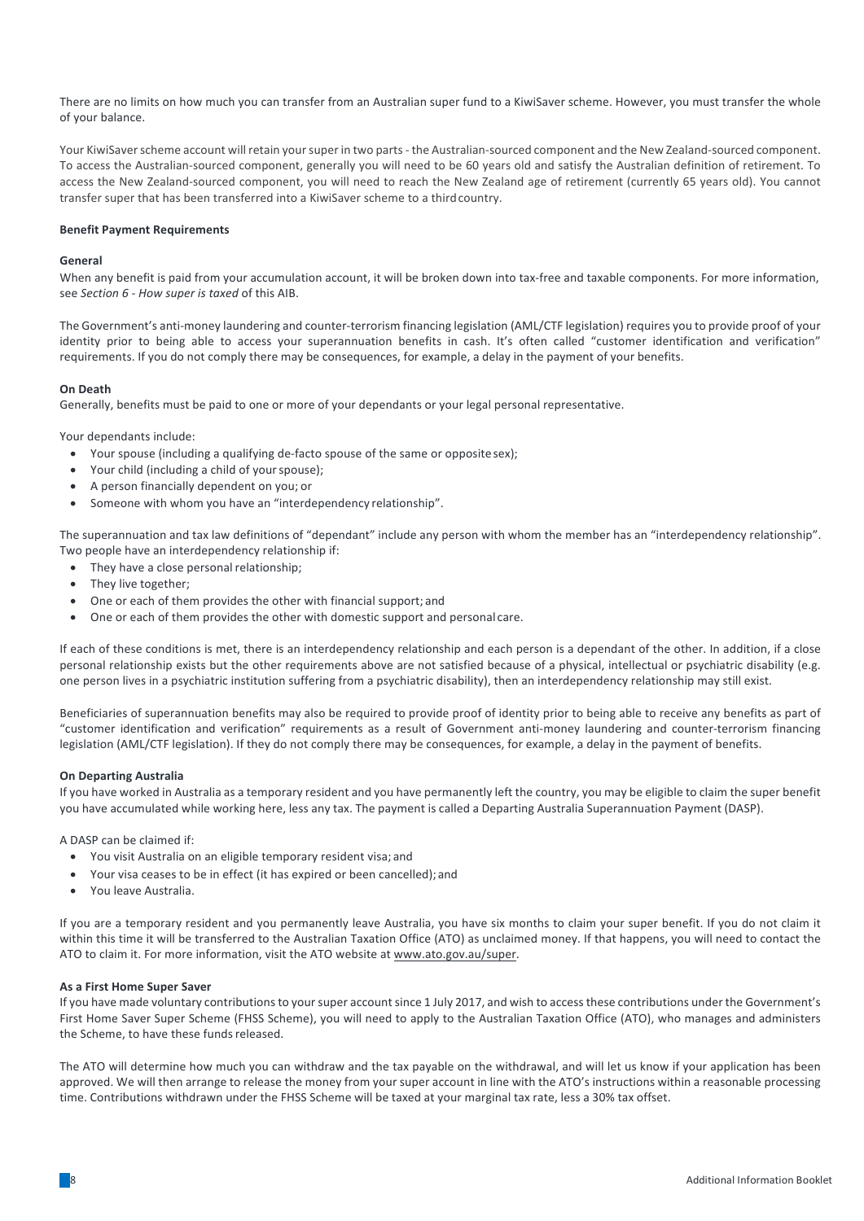There are no limits on how much you can transfer from an Australian super fund to a KiwiSaver scheme. However, you must transfer the whole of your balance.

Your KiwiSaver scheme account will retain your super in two parts - the Australian-sourced component and the New Zealand-sourced component. To access the Australian-sourced component, generally you will need to be 60 years old and satisfy the Australian definition of retirement. To access the New Zealand-sourced component, you will need to reach the New Zealand age of retirement (currently 65 years old). You cannot transfer super that has been transferred into a KiwiSaver scheme to a third country.

### Benefit Payment Requirements

#### General

When any benefit is paid from your accumulation account, it will be broken down into tax-free and taxable components. For more information, see *Section 6 - How super is taxed* of this AIB.

The Government's anti-money laundering and counter-terrorism financing legislation (AML/CTF legislation) requires you to provide proof of your identity prior to being able to access your superannuation benefits in cash. It's often called "customer identification and verification" requirements. If you do not comply there may be consequences, for example, a delay in the payment of your benefits.

#### On Death

Generally, benefits must be paid to one or more of your dependants or your legal personal representative.

Your dependants include:

- Your spouse (including a qualifying de-facto spouse of the same or opposite sex);
- Your child (including a child of your spouse);
- A person financially dependent on you; or
- Someone with whom you have an "interdependency relationship".

The superannuation and tax law definitions of "dependant" include any person with whom the member has an "interdependency relationship". Two people have an interdependency relationship if:

- They have a close personal relationship;
- They live together;
- One or each of them provides the other with financial support; and
- One or each of them provides the other with domestic support and personal care.

If each of these conditions is met, there is an interdependency relationship and each person is a dependant of the other. In addition, if a close personal relationship exists but the other requirements above are not satisfied because of a physical, intellectual or psychiatric disability (e.g. one person lives in a psychiatric institution suffering from a psychiatric disability), then an interdependency relationship may still exist.

Beneficiaries of superannuation benefits may also be required to provide proof of identity prior to being able to receive any benefits as part of "customer identification and verification" requirements as a result of Government anti-money laundering and counter-terrorism financing legislation (AML/CTF legislation). If they do not comply there may be consequences, for example, a delay in the payment of benefits.

#### On Departing Australia

If you have worked in Australia as a temporary resident and you have permanently left the country, you may be eligible to claim the super benefit you have accumulated while working here, less any tax. The payment is called a Departing Australia Superannuation Payment (DASP).

A DASP can be claimed if:

- You visit Australia on an eligible temporary resident visa; and
- Your visa ceases to be in effect (it has expired or been cancelled); and
- You leave Australia.

If you are a temporary resident and you permanently leave Australia, you have six months to claim your super benefit. If you do not claim it within this time it will be transferred to the Australian Taxation Office (ATO) as unclaimed money. If that happens, you will need to contact the ATO to claim it. For more information, visit the ATO website at www.ato.gov.au/super.

#### As a First Home Super Saver

If you have made voluntary contributions to your super account since 1 July 2017, and wish to access these contributions under the Government's First Home Saver Super Scheme (FHSS Scheme), you will need to apply to the Australian Taxation Office (ATO), who manages and administers the Scheme, to have these funds released.

The ATO will determine how much you can withdraw and the tax payable on the withdrawal, and will let us know if your application has been approved. We will then arrange to release the money from your super account in line with the ATO's instructions within a reasonable processing time. Contributions withdrawn under the FHSS Scheme will be taxed at your marginal tax rate, less a 30% tax offset.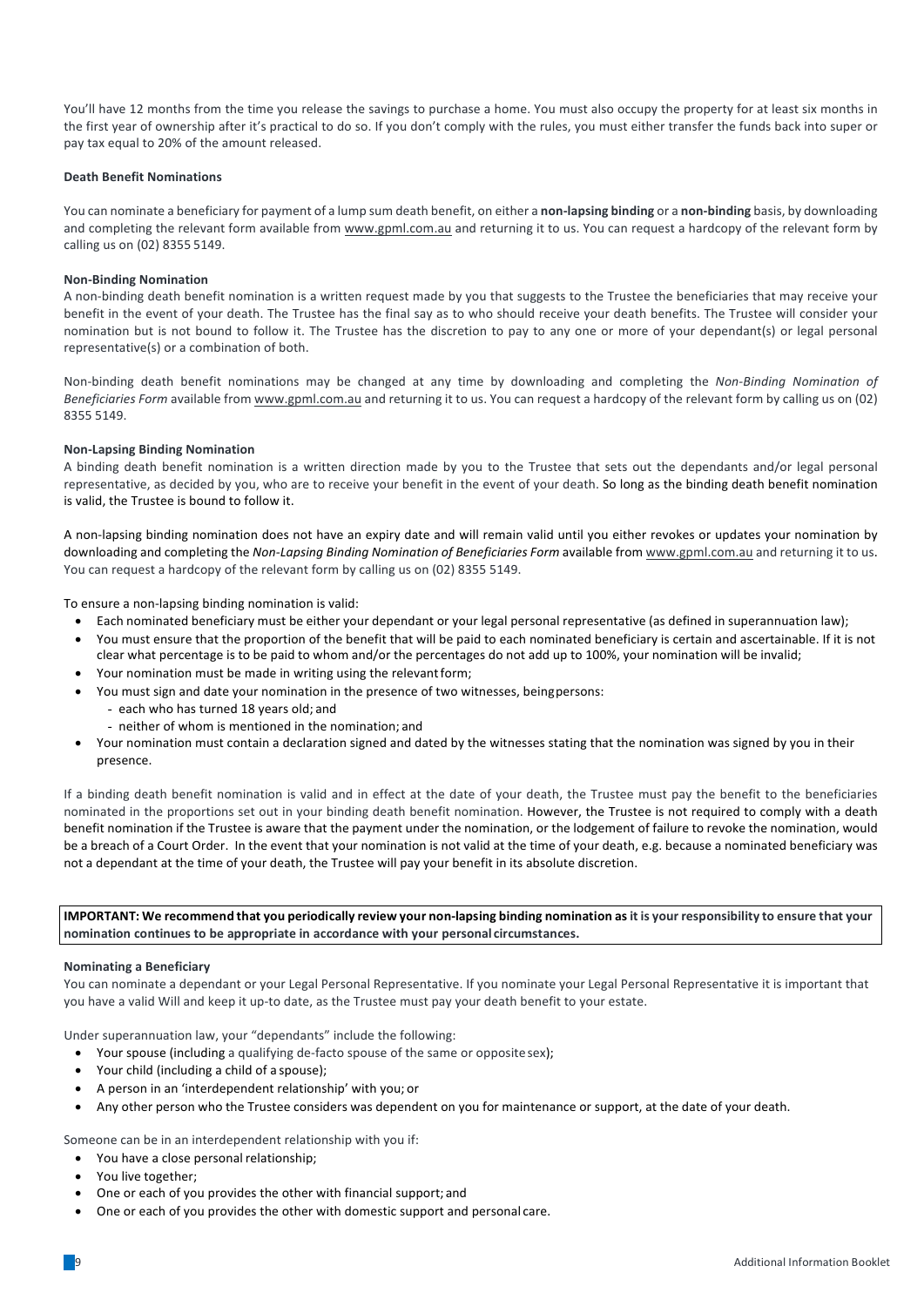You'll have 12 months from the time you release the savings to purchase a home. You must also occupy the property for at least six months in the first year of ownership after it's practical to do so. If you don't comply with the rules, you must either transfer the funds back into super or pay tax equal to 20% of the amount released.

#### Death Benefit Nominations

You can nominate a beneficiary for payment of a lump sum death benefit, on either a **non-lapsing binding** or a **non-binding** basis, by downloading and completing the relevant form available from www.gpml.com.au and returning it to us. You can request a hardcopy of the relevant form by calling us on (02) 8355 5149.

#### Non-Binding Nomination

A non-binding death benefit nomination is a written request made by you that suggests to the Trustee the beneficiaries that may receive your benefit in the event of your death. The Trustee has the final say as to who should receive your death benefits. The Trustee will consider your nomination but is not bound to follow it. The Trustee has the discretion to pay to any one or more of your dependant(s) or legal personal representative(s) or a combination of both.

Non-binding death benefit nominations may be changed at any time by downloading and completing the *Non-Binding Nomination of Beneficiaries Form* available from www.gpml.com.au and returning it to us. You can request a hardcopy of the relevant form by calling us on (02) 8355 5149.

#### Non-Lapsing Binding Nomination

A binding death benefit nomination is a written direction made by you to the Trustee that sets out the dependants and/or legal personal representative, as decided by you, who are to receive your benefit in the event of your death. So long as the binding death benefit nomination is valid, the Trustee is bound to follow it.

A non-lapsing binding nomination does not have an expiry date and will remain valid until you either revokes or updates your nomination by downloading and completing the *Non-Lapsing Binding Nomination of Beneficiaries Form* available from www.gpml.com.au and returning it to us. You can request a hardcopy of the relevant form by calling us on (02) 8355 5149.

To ensure a non-lapsing binding nomination is valid:

- Each nominated beneficiary must be either your dependant or your legal personal representative (as defined in superannuation law);
- You must ensure that the proportion of the benefit that will be paid to each nominated beneficiary is certain and ascertainable. If it is not clear what percentage is to be paid to whom and/or the percentages do not add up to 100%, your nomination will be invalid;
- Your nomination must be made in writing using the relevant form;
- You must sign and date your nomination in the presence of two witnesses, being persons:
  - each who has turned 18 years old; and
  - neither of whom is mentioned in the nomination; and
- Your nomination must contain a declaration signed and dated by the witnesses stating that the nomination was signed by you in their presence.

If a binding death benefit nomination is valid and in effect at the date of your death, the Trustee must pay the benefit to the beneficiaries nominated in the proportions set out in your binding death benefit nomination. However, the Trustee is not required to comply with a death benefit nomination if the Trustee is aware that the payment under the nomination, or the lodgement of failure to revoke the nomination, would be a breach of a Court Order. In the event that your nomination is not valid at the time of your death, e.g. because a nominated beneficiary was not a dependant at the time of your death, the Trustee will pay your benefit in its absolute discretion.

**IMPORTANT: We recommend that you periodically review your non-lapsing binding nomination as it is your responsibility to ensure that your nomination continues to be appropriate in accordance with your personal circumstances.**

#### Nominating a Beneficiary

You can nominate a dependant or your Legal Personal Representative. If you nominate your Legal Personal Representative it is important that you have a valid Will and keep it up-to date, as the Trustee must pay your death benefit to your estate.

Under superannuation law, your "dependants" include the following:

- Your spouse (including a qualifying de-facto spouse of the same or opposite sex);
- Your child (including a child of a spouse);
- A person in an 'interdependent relationship' with you; or
- Any other person who the Trustee considers was dependent on you for maintenance or support, at the date of your death.

Someone can be in an interdependent relationship with you if:

- You have a close personal relationship;
- You live together;
- One or each of you provides the other with financial support; and
- One or each of you provides the other with domestic support and personal care.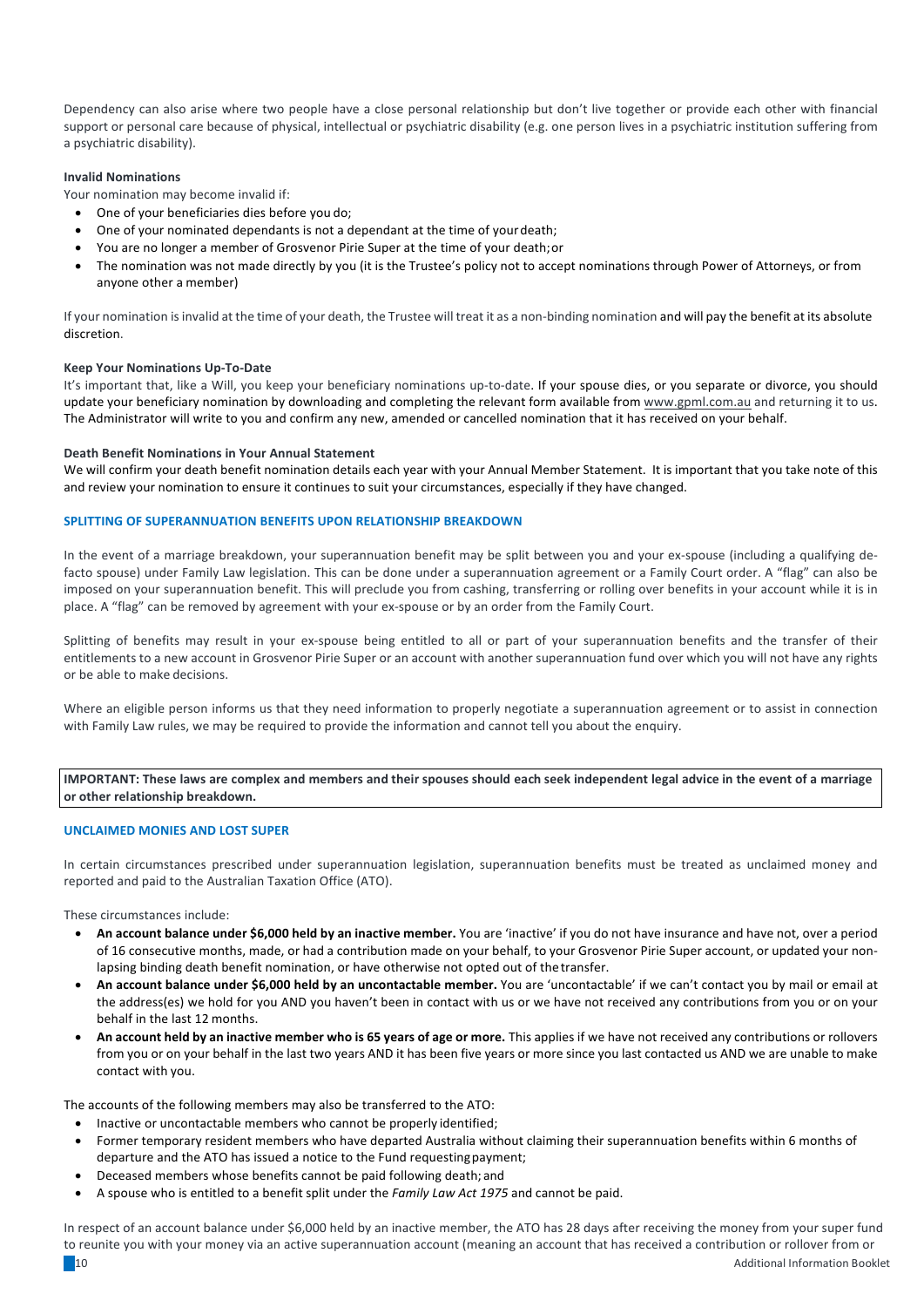Dependency can also arise where two people have a close personal relationship but don't live together or provide each other with financial support or personal care because of physical, intellectual or psychiatric disability (e.g. one person lives in a psychiatric institution suffering from a psychiatric disability).

**Invalid Nominations**

Your nomination may become invalid if:

- One of your beneficiaries dies before you do;
- One of your nominated dependants is not a dependant at the time of your death;
- You are no longer a member of Grosvenor Pirie Super at the time of your death; or
- The nomination was not made directly by you (it is the Trustee's policy not to accept nominations through Power of Attorneys, or from anyone other a member)

If your nomination is invalid at the time of your death, the Trustee will treat it as a non-binding nomination and will pay the benefit at its absolute discretion.

**Keep Your Nominations Up-To-Date**

It's important that, like a Will, you keep your beneficiary nominations up-to-date. If your spouse dies, or you separate or divorce, you should update your beneficiary nomination by downloading and completing the relevant form available from www.gpml.com.au and returning it to us. The Administrator will write to you and confirm any new, amended or cancelled nomination that it has received on your behalf.

**Death Benefit Nominations in Your Annual Statement**

We will confirm your death benefit nomination details each year with your Annual Member Statement. It is important that you take note of this and review your nomination to ensure it continues to suit your circumstances, especially if they have changed.

## SPLITTING OF SUPERANNUATION BENEFITS UPON RELATIONSHIP BREAKDOWN

In the event of a marriage breakdown, your superannuation benefit may be split between you and your ex-spouse (including a qualifying de-facto spouse) under Family Law legislation. This can be done under a superannuation agreement or a Family Court order. A "flag" can also be imposed on your superannuation benefit. This will preclude you from cashing, transferring or rolling over benefits in your account while it is in place. A "flag" can be removed by agreement with your ex-spouse or by an order from the Family Court.

Splitting of benefits may result in your ex-spouse being entitled to all or part of your superannuation benefits and the transfer of their entitlements to a new account in Grosvenor Pirie Super or an account with another superannuation fund over which you will not have any rights or be able to make decisions.

Where an eligible person informs us that they need information to properly negotiate a superannuation agreement or to assist in connection with Family Law rules, we may be required to provide the information and cannot tell you about the enquiry.

**IMPORTANT: These laws are complex and members and their spouses should each seek independent legal advice in the event of a marriage or other relationship breakdown.**

## UNCLAIMED MONIES AND LOST SUPER

In certain circumstances prescribed under superannuation legislation, superannuation benefits must be treated as unclaimed money and reported and paid to the Australian Taxation Office (ATO).

These circumstances include:

- **An account balance under $6,000 held by an inactive member.** You are 'inactive' if you do not have insurance and have not, over a period of 16 consecutive months, made, or had a contribution made on your behalf, to your Grosvenor Pirie Super account, or updated your non-lapsing binding death benefit nomination, or have otherwise not opted out of the transfer.
- **An account balance under $6,000 held by an uncontactable member.** You are 'uncontactable' if we can't contact you by mail or email at the address(es) we hold for you AND you haven't been in contact with us or we have not received any contributions from you or on your behalf in the last 12 months.
- **An account held by an inactive member who is 65 years of age or more.** This applies if we have not received any contributions or rollovers from you or on your behalf in the last two years AND it has been five years or more since you last contacted us AND we are unable to make contact with you.

The accounts of the following members may also be transferred to the ATO:

- Inactive or uncontactable members who cannot be properly identified;
- Former temporary resident members who have departed Australia without claiming their superannuation benefits within 6 months of departure and the ATO has issued a notice to the Fund requesting payment;
- Deceased members whose benefits cannot be paid following death; and
- A spouse who is entitled to a benefit split under the *Family Law Act 1975* and cannot be paid.

In respect of an account balance under $6,000 held by an inactive member, the ATO has 28 days after receiving the money from your super fund to reunite you with your money via an active superannuation account (meaning an account that has received a contribution or rollover from or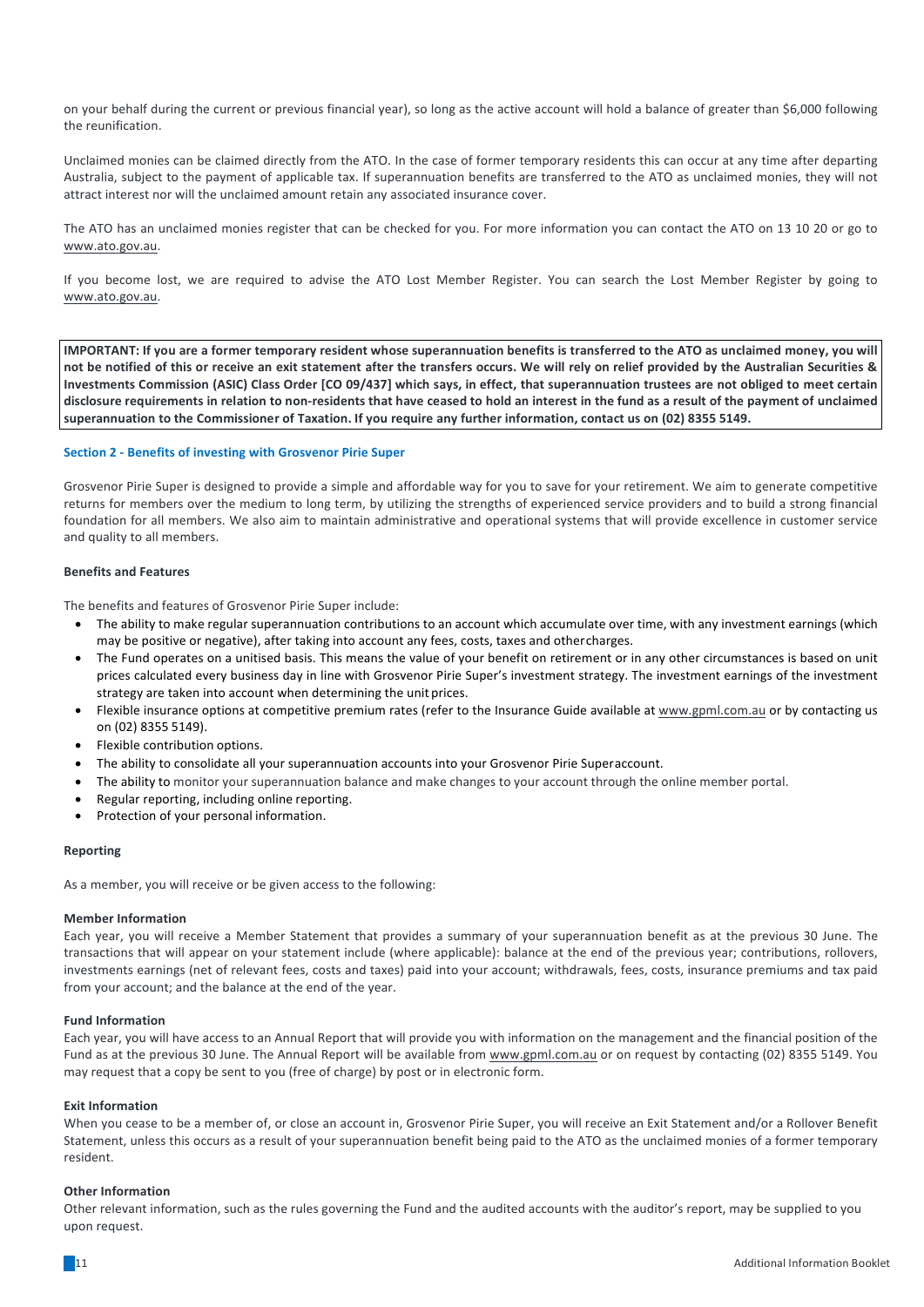on your behalf during the current or previous financial year), so long as the active account will hold a balance of greater than $6,000 following the reunification.

Unclaimed monies can be claimed directly from the ATO. In the case of former temporary residents this can occur at any time after departing Australia, subject to the payment of applicable tax. If superannuation benefits are transferred to the ATO as unclaimed monies, they will not attract interest nor will the unclaimed amount retain any associated insurance cover.

The ATO has an unclaimed monies register that can be checked for you. For more information you can contact the ATO on 13 10 20 or go to www.ato.gov.au.

If you become lost, we are required to advise the ATO Lost Member Register. You can search the Lost Member Register by going to www.ato.gov.au.

**IMPORTANT: If you are a former temporary resident whose superannuation benefits is transferred to the ATO as unclaimed money, you will not be notified of this or receive an exit statement after the transfers occurs. We will rely on relief provided by the Australian Securities & Investments Commission (ASIC) Class Order [CO 09/437] which says, in effect, that superannuation trustees are not obliged to meet certain disclosure requirements in relation to non-residents that have ceased to hold an interest in the fund as a result of the payment of unclaimed superannuation to the Commissioner of Taxation. If you require any further information, contact us on (02) 8355 5149.**

## Section 2 - Benefits of investing with Grosvenor Pirie Super

Grosvenor Pirie Super is designed to provide a simple and affordable way for you to save for your retirement. We aim to generate competitive returns for members over the medium to long term, by utilizing the strengths of experienced service providers and to build a strong financial foundation for all members. We also aim to maintain administrative and operational systems that will provide excellence in customer service and quality to all members.

### Benefits and Features

The benefits and features of Grosvenor Pirie Super include:

- The ability to make regular superannuation contributions to an account which accumulate over time, with any investment earnings (which may be positive or negative), after taking into account any fees, costs, taxes and other charges.
- The Fund operates on a unitised basis. This means the value of your benefit on retirement or in any other circumstances is based on unit prices calculated every business day in line with Grosvenor Pirie Super's investment strategy. The investment earnings of the investment strategy are taken into account when determining the unit prices.
- Flexible insurance options at competitive premium rates (refer to the Insurance Guide available at www.gpml.com.au or by contacting us on (02) 8355 5149).
- Flexible contribution options.
- The ability to consolidate all your superannuation accounts into your Grosvenor Pirie Super account.
- The ability to monitor your superannuation balance and make changes to your account through the online member portal.
- Regular reporting, including online reporting.
- Protection of your personal information.

### Reporting

As a member, you will receive or be given access to the following:

**Member Information**
Each year, you will receive a Member Statement that provides a summary of your superannuation benefit as at the previous 30 June. The transactions that will appear on your statement include (where applicable): balance at the end of the previous year; contributions, rollovers, investments earnings (net of relevant fees, costs and taxes) paid into your account; withdrawals, fees, costs, insurance premiums and tax paid from your account; and the balance at the end of the year.

**Fund Information**
Each year, you will have access to an Annual Report that will provide you with information on the management and the financial position of the Fund as at the previous 30 June. The Annual Report will be available from www.gpml.com.au or on request by contacting (02) 8355 5149. You may request that a copy be sent to you (free of charge) by post or in electronic form.

**Exit Information**
When you cease to be a member of, or close an account in, Grosvenor Pirie Super, you will receive an Exit Statement and/or a Rollover Benefit Statement, unless this occurs as a result of your superannuation benefit being paid to the ATO as the unclaimed monies of a former temporary resident.

**Other Information**
Other relevant information, such as the rules governing the Fund and the audited accounts with the auditor's report, may be supplied to you upon request.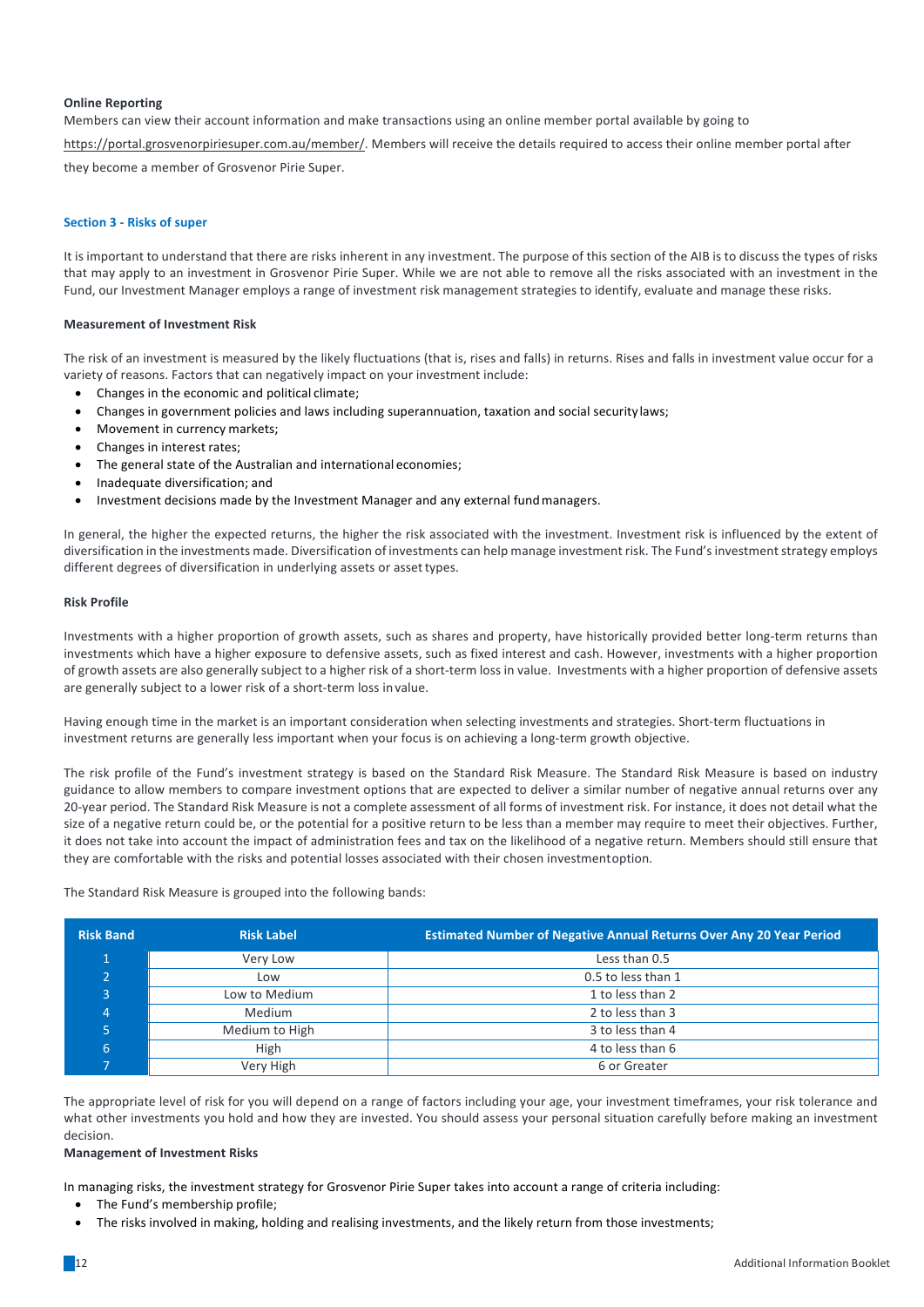**Online Reporting**

Members can view their account information and make transactions using an online member portal available by going to https://portal.grosvenorpiriesuper.com.au/member/. Members will receive the details required to access their online member portal after they become a member of Grosvenor Pirie Super.

## Section 3 - Risks of super

It is important to understand that there are risks inherent in any investment. The purpose of this section of the AIB is to discuss the types of risks that may apply to an investment in Grosvenor Pirie Super. While we are not able to remove all the risks associated with an investment in the Fund, our Investment Manager employs a range of investment risk management strategies to identify, evaluate and manage these risks.

**Measurement of Investment Risk**

The risk of an investment is measured by the likely fluctuations (that is, rises and falls) in returns. Rises and falls in investment value occur for a variety of reasons. Factors that can negatively impact on your investment include:

- Changes in the economic and political climate;
- Changes in government policies and laws including superannuation, taxation and social security laws;
- Movement in currency markets;
- Changes in interest rates;
- The general state of the Australian and international economies;
- Inadequate diversification; and
- Investment decisions made by the Investment Manager and any external fund managers.

In general, the higher the expected returns, the higher the risk associated with the investment. Investment risk is influenced by the extent of diversification in the investments made. Diversification of investments can help manage investment risk. The Fund's investment strategy employs different degrees of diversification in underlying assets or asset types.

**Risk Profile**

Investments with a higher proportion of growth assets, such as shares and property, have historically provided better long-term returns than investments which have a higher exposure to defensive assets, such as fixed interest and cash. However, investments with a higher proportion of growth assets are also generally subject to a higher risk of a short-term loss in value. Investments with a higher proportion of defensive assets are generally subject to a lower risk of a short-term loss in value.

Having enough time in the market is an important consideration when selecting investments and strategies. Short-term fluctuations in investment returns are generally less important when your focus is on achieving a long-term growth objective.

The risk profile of the Fund's investment strategy is based on the Standard Risk Measure. The Standard Risk Measure is based on industry guidance to allow members to compare investment options that are expected to deliver a similar number of negative annual returns over any 20-year period. The Standard Risk Measure is not a complete assessment of all forms of investment risk. For instance, it does not detail what the size of a negative return could be, or the potential for a positive return to be less than a member may require to meet their objectives. Further, it does not take into account the impact of administration fees and tax on the likelihood of a negative return. Members should still ensure that they are comfortable with the risks and potential losses associated with their chosen investment option.

The Standard Risk Measure is grouped into the following bands:

| Risk Band | Risk Label | Estimated Number of Negative Annual Returns Over Any 20 Year Period |
|---|---|---|
| 1 | Very Low | Less than 0.5 |
| 2 | Low | 0.5 to less than 1 |
| 3 | Low to Medium | 1 to less than 2 |
| 4 | Medium | 2 to less than 3 |
| 5 | Medium to High | 3 to less than 4 |
| 6 | High | 4 to less than 6 |
| 7 | Very High | 6 or Greater |

The appropriate level of risk for you will depend on a range of factors including your age, your investment timeframes, your risk tolerance and what other investments you hold and how they are invested. You should assess your personal situation carefully before making an investment decision.

**Management of Investment Risks**

In managing risks, the investment strategy for Grosvenor Pirie Super takes into account a range of criteria including:

- The Fund's membership profile;
- The risks involved in making, holding and realising investments, and the likely return from those investments;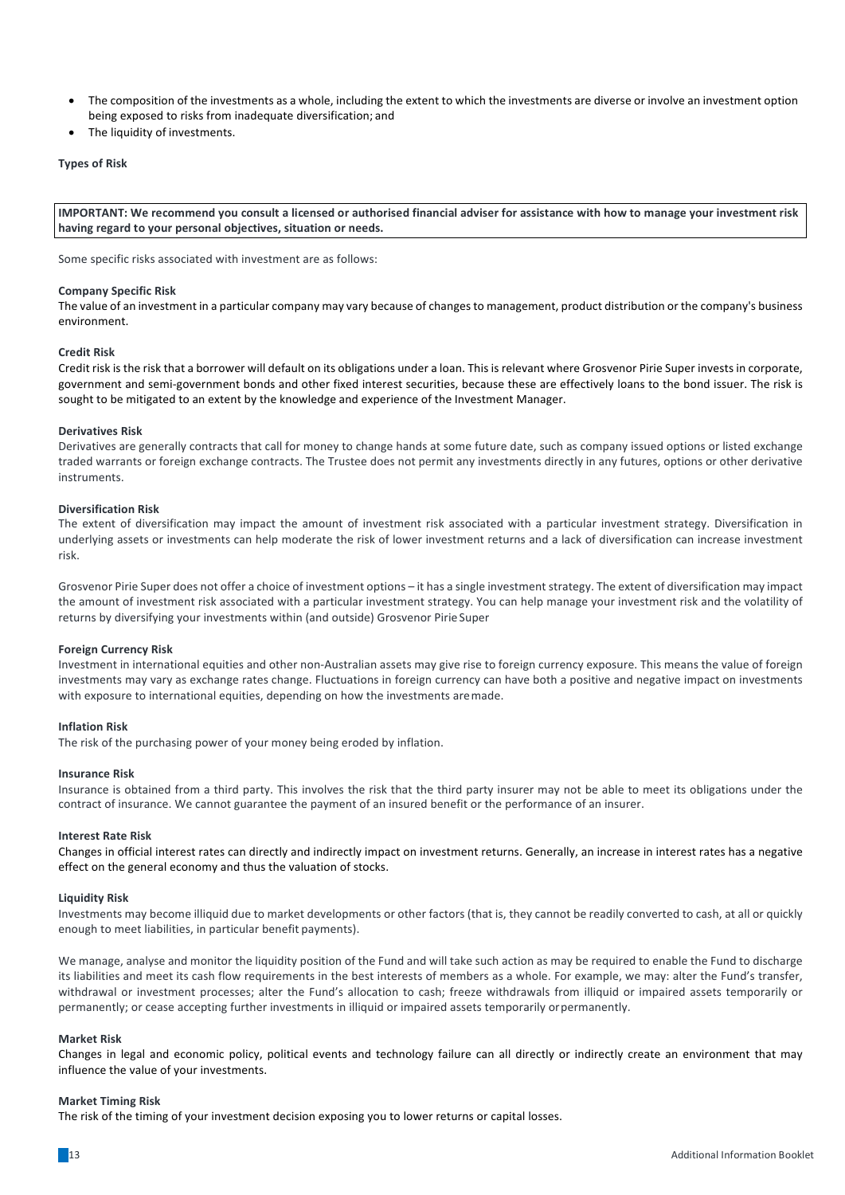- The composition of the investments as a whole, including the extent to which the investments are diverse or involve an investment option being exposed to risks from inadequate diversification; and
- The liquidity of investments.

**Types of Risk**

**IMPORTANT: We recommend you consult a licensed or authorised financial adviser for assistance with how to manage your investment risk having regard to your personal objectives, situation or needs.**

Some specific risks associated with investment are as follows:

**Company Specific Risk**

The value of an investment in a particular company may vary because of changes to management, product distribution or the company's business environment.

**Credit Risk**

Credit risk is the risk that a borrower will default on its obligations under a loan. This is relevant where Grosvenor Pirie Super invests in corporate, government and semi-government bonds and other fixed interest securities, because these are effectively loans to the bond issuer. The risk is sought to be mitigated to an extent by the knowledge and experience of the Investment Manager.

**Derivatives Risk**

Derivatives are generally contracts that call for money to change hands at some future date, such as company issued options or listed exchange traded warrants or foreign exchange contracts. The Trustee does not permit any investments directly in any futures, options or other derivative instruments.

**Diversification Risk**

The extent of diversification may impact the amount of investment risk associated with a particular investment strategy. Diversification in underlying assets or investments can help moderate the risk of lower investment returns and a lack of diversification can increase investment risk.

Grosvenor Pirie Super does not offer a choice of investment options – it has a single investment strategy. The extent of diversification may impact the amount of investment risk associated with a particular investment strategy. You can help manage your investment risk and the volatility of returns by diversifying your investments within (and outside) Grosvenor Pirie Super

**Foreign Currency Risk**

Investment in international equities and other non-Australian assets may give rise to foreign currency exposure. This means the value of foreign investments may vary as exchange rates change. Fluctuations in foreign currency can have both a positive and negative impact on investments with exposure to international equities, depending on how the investments are made.

**Inflation Risk**

The risk of the purchasing power of your money being eroded by inflation.

**Insurance Risk**

Insurance is obtained from a third party. This involves the risk that the third party insurer may not be able to meet its obligations under the contract of insurance. We cannot guarantee the payment of an insured benefit or the performance of an insurer.

**Interest Rate Risk**

Changes in official interest rates can directly and indirectly impact on investment returns. Generally, an increase in interest rates has a negative effect on the general economy and thus the valuation of stocks.

**Liquidity Risk**

Investments may become illiquid due to market developments or other factors (that is, they cannot be readily converted to cash, at all or quickly enough to meet liabilities, in particular benefit payments).

We manage, analyse and monitor the liquidity position of the Fund and will take such action as may be required to enable the Fund to discharge its liabilities and meet its cash flow requirements in the best interests of members as a whole. For example, we may: alter the Fund's transfer, withdrawal or investment processes; alter the Fund's allocation to cash; freeze withdrawals from illiquid or impaired assets temporarily or permanently; or cease accepting further investments in illiquid or impaired assets temporarily or permanently.

**Market Risk**

Changes in legal and economic policy, political events and technology failure can all directly or indirectly create an environment that may influence the value of your investments.

**Market Timing Risk**

The risk of the timing of your investment decision exposing you to lower returns or capital losses.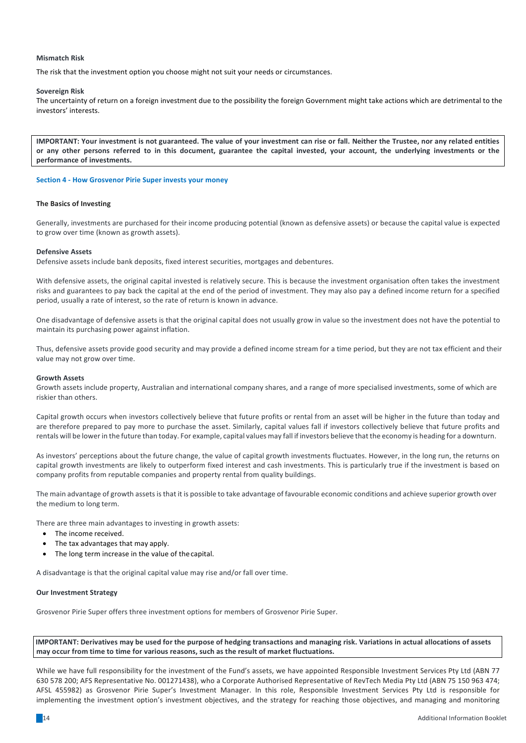**Mismatch Risk**

The risk that the investment option you choose might not suit your needs or circumstances.

**Sovereign Risk**

The uncertainty of return on a foreign investment due to the possibility the foreign Government might take actions which are detrimental to the investors' interests.

**IMPORTANT: Your investment is not guaranteed. The value of your investment can rise or fall. Neither the Trustee, nor any related entities or any other persons referred to in this document, guarantee the capital invested, your account, the underlying investments or the performance of investments.**

## Section 4 - How Grosvenor Pirie Super invests your money

### The Basics of Investing

Generally, investments are purchased for their income producing potential (known as defensive assets) or because the capital value is expected to grow over time (known as growth assets).

**Defensive Assets**

Defensive assets include bank deposits, fixed interest securities, mortgages and debentures.

With defensive assets, the original capital invested is relatively secure. This is because the investment organisation often takes the investment risks and guarantees to pay back the capital at the end of the period of investment. They may also pay a defined income return for a specified period, usually a rate of interest, so the rate of return is known in advance.

One disadvantage of defensive assets is that the original capital does not usually grow in value so the investment does not have the potential to maintain its purchasing power against inflation.

Thus, defensive assets provide good security and may provide a defined income stream for a time period, but they are not tax efficient and their value may not grow over time.

**Growth Assets**

Growth assets include property, Australian and international company shares, and a range of more specialised investments, some of which are riskier than others.

Capital growth occurs when investors collectively believe that future profits or rental from an asset will be higher in the future than today and are therefore prepared to pay more to purchase the asset. Similarly, capital values fall if investors collectively believe that future profits and rentals will be lower in the future than today. For example, capital values may fall if investors believe that the economy is heading for a downturn.

As investors' perceptions about the future change, the value of capital growth investments fluctuates. However, in the long run, the returns on capital growth investments are likely to outperform fixed interest and cash investments. This is particularly true if the investment is based on company profits from reputable companies and property rental from quality buildings.

The main advantage of growth assets is that it is possible to take advantage of favourable economic conditions and achieve superior growth over the medium to long term.

There are three main advantages to investing in growth assets:

- The income received.
- The tax advantages that may apply.
- The long term increase in the value of the capital.

A disadvantage is that the original capital value may rise and/or fall over time.

### Our Investment Strategy

Grosvenor Pirie Super offers three investment options for members of Grosvenor Pirie Super.

**IMPORTANT: Derivatives may be used for the purpose of hedging transactions and managing risk. Variations in actual allocations of assets may occur from time to time for various reasons, such as the result of market fluctuations.**

While we have full responsibility for the investment of the Fund's assets, we have appointed Responsible Investment Services Pty Ltd (ABN 77 630 578 200; AFS Representative No. 001271438), who a Corporate Authorised Representative of RevTech Media Pty Ltd (ABN 75 150 963 474; AFSL 455982) as Grosvenor Pirie Super's Investment Manager. In this role, Responsible Investment Services Pty Ltd is responsible for implementing the investment option's investment objectives, and the strategy for reaching those objectives, and managing and monitoring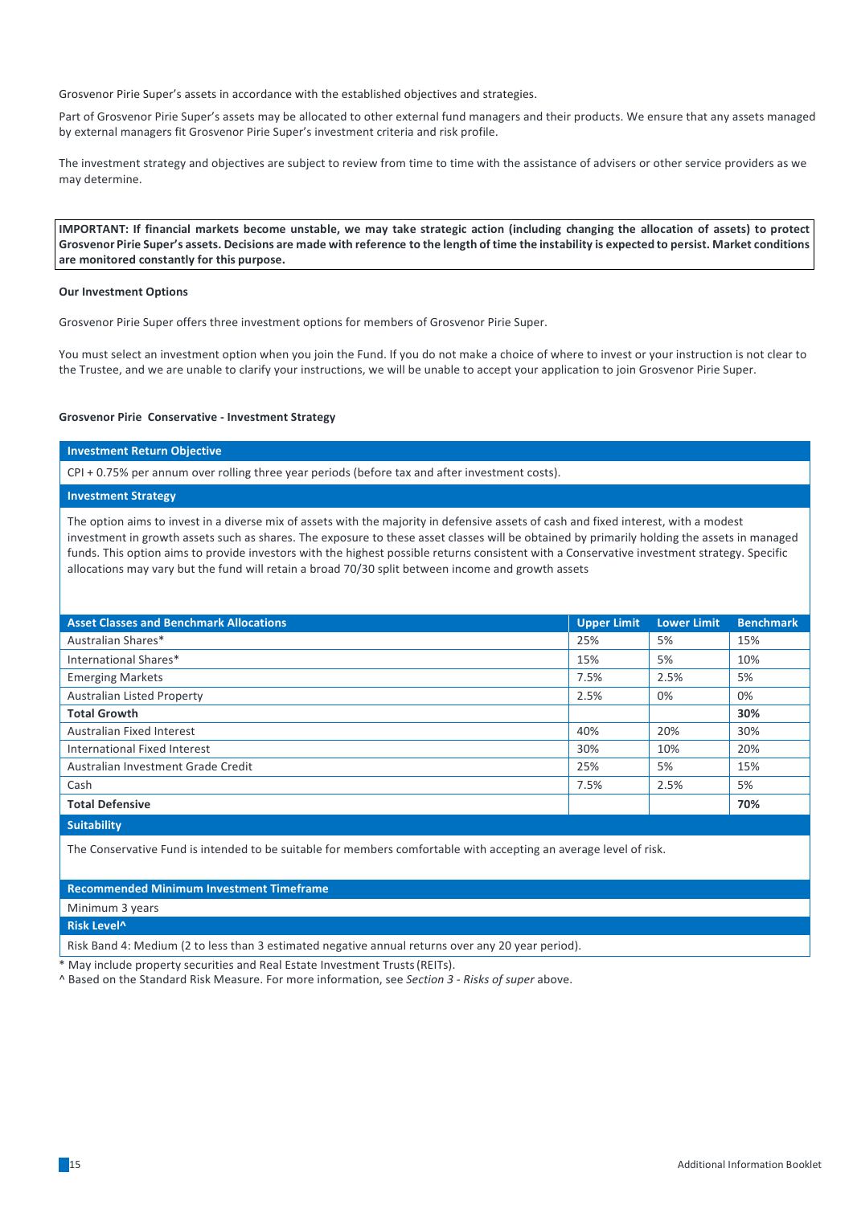Grosvenor Pirie Super's assets in accordance with the established objectives and strategies.

Part of Grosvenor Pirie Super's assets may be allocated to other external fund managers and their products. We ensure that any assets managed by external managers fit Grosvenor Pirie Super's investment criteria and risk profile.

The investment strategy and objectives are subject to review from time to time with the assistance of advisers or other service providers as we may determine.

**IMPORTANT: If financial markets become unstable, we may take strategic action (including changing the allocation of assets) to protect Grosvenor Pirie Super's assets. Decisions are made with reference to the length of time the instability is expected to persist. Market conditions are monitored constantly for this purpose.**

**Our Investment Options**

Grosvenor Pirie Super offers three investment options for members of Grosvenor Pirie Super.

You must select an investment option when you join the Fund. If you do not make a choice of where to invest or your instruction is not clear to the Trustee, and we are unable to clarify your instructions, we will be unable to accept your application to join Grosvenor Pirie Super.

**Grosvenor Pirie Conservative - Investment Strategy**

**Investment Return Objective**

CPI + 0.75% per annum over rolling three year periods (before tax and after investment costs).

**Investment Strategy**

The option aims to invest in a diverse mix of assets with the majority in defensive assets of cash and fixed interest, with a modest investment in growth assets such as shares. The exposure to these asset classes will be obtained by primarily holding the assets in managed funds. This option aims to provide investors with the highest possible returns consistent with a Conservative investment strategy. Specific allocations may vary but the fund will retain a broad 70/30 split between income and growth assets

| Asset Classes and Benchmark Allocations | Upper Limit | Lower Limit | Benchmark |
|---|---|---|---|
| Australian Shares* | 25% | 5% | 15% |
| International Shares* | 15% | 5% | 10% |
| Emerging Markets | 7.5% | 2.5% | 5% |
| Australian Listed Property | 2.5% | 0% | 0% |
| **Total Growth** | | | **30%** |
| Australian Fixed Interest | 40% | 20% | 30% |
| International Fixed Interest | 30% | 10% | 20% |
| Australian Investment Grade Credit | 25% | 5% | 15% |
| Cash | 7.5% | 2.5% | 5% |
| **Total Defensive** | | | **70%** |

**Suitability**

The Conservative Fund is intended to be suitable for members comfortable with accepting an average level of risk.

**Recommended Minimum Investment Timeframe**

Minimum 3 years

**Risk Level^**

Risk Band 4: Medium (2 to less than 3 estimated negative annual returns over any 20 year period).

* May include property securities and Real Estate Investment Trusts (REITs).

^ Based on the Standard Risk Measure. For more information, see *Section 3 - Risks of super* above.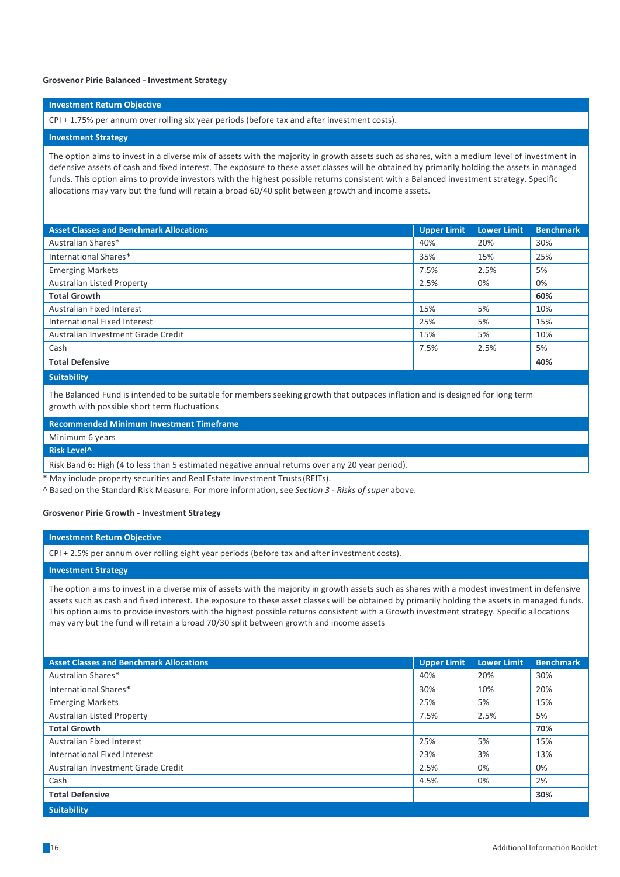### Grosvenor Pirie Balanced - Investment Strategy

**Investment Return Objective**

CPI + 1.75% per annum over rolling six year periods (before tax and after investment costs).

**Investment Strategy**

The option aims to invest in a diverse mix of assets with the majority in growth assets such as shares, with a medium level of investment in defensive assets of cash and fixed interest. The exposure to these asset classes will be obtained by primarily holding the assets in managed funds. This option aims to provide investors with the highest possible returns consistent with a Balanced investment strategy. Specific allocations may vary but the fund will retain a broad 60/40 split between growth and income assets.

| Asset Classes and Benchmark Allocations | Upper Limit | Lower Limit | Benchmark |
|---|---|---|---|
| Australian Shares* | 40% | 20% | 30% |
| International Shares* | 35% | 15% | 25% |
| Emerging Markets | 7.5% | 2.5% | 5% |
| Australian Listed Property | 2.5% | 0% | 0% |
| **Total Growth** | | | **60%** |
| Australian Fixed Interest | 15% | 5% | 10% |
| International Fixed Interest | 25% | 5% | 15% |
| Australian Investment Grade Credit | 15% | 5% | 10% |
| Cash | 7.5% | 2.5% | 5% |
| **Total Defensive** | | | **40%** |

**Suitability**

The Balanced Fund is intended to be suitable for members seeking growth that outpaces inflation and is designed for long term growth with possible short term fluctuations

**Recommended Minimum Investment Timeframe**

Minimum 6 years

**Risk Level^**

Risk Band 6: High (4 to less than 5 estimated negative annual returns over any 20 year period).

\* May include property securities and Real Estate Investment Trusts (REITs).

^ Based on the Standard Risk Measure. For more information, see *Section 3 - Risks of super* above.

### Grosvenor Pirie Growth - Investment Strategy

**Investment Return Objective**

CPI + 2.5% per annum over rolling eight year periods (before tax and after investment costs).

**Investment Strategy**

The option aims to invest in a diverse mix of assets with the majority in growth assets such as shares with a modest investment in defensive assets such as cash and fixed interest. The exposure to these asset classes will be obtained by primarily holding the assets in managed funds. This option aims to provide investors with the highest possible returns consistent with a Growth investment strategy. Specific allocations may vary but the fund will retain a broad 70/30 split between growth and income assets

| Asset Classes and Benchmark Allocations | Upper Limit | Lower Limit | Benchmark |
|---|---|---|---|
| Australian Shares* | 40% | 20% | 30% |
| International Shares* | 30% | 10% | 20% |
| Emerging Markets | 25% | 5% | 15% |
| Australian Listed Property | 7.5% | 2.5% | 5% |
| **Total Growth** | | | **70%** |
| Australian Fixed Interest | 25% | 5% | 15% |
| International Fixed Interest | 23% | 3% | 13% |
| Australian Investment Grade Credit | 2.5% | 0% | 0% |
| Cash | 4.5% | 0% | 2% |
| **Total Defensive** | | | **30%** |

**Suitability**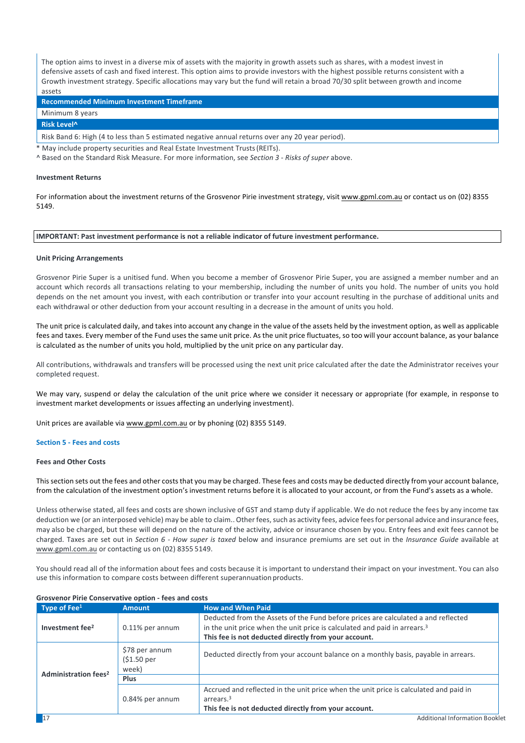| The option aims to invest in a diverse mix of assets with the majority in growth assets such as shares, with a modest invest in defensive assets of cash and fixed interest. This option aims to provide investors with the highest possible returns consistent with a Growth investment strategy. Specific allocations may vary but the fund will retain a broad 70/30 split between growth and income assets |
|---|
| **Recommended Minimum Investment Timeframe** |
| Minimum 8 years |
| **Risk Level^** |
| Risk Band 6: High (4 to less than 5 estimated negative annual returns over any 20 year period). |

\* May include property securities and Real Estate Investment Trusts (REITs).

^ Based on the Standard Risk Measure. For more information, see *Section 3 - Risks of super* above.

**Investment Returns**

For information about the investment returns of the Grosvenor Pirie investment strategy, visit www.gpml.com.au or contact us on (02) 8355 5149.

**IMPORTANT: Past investment performance is not a reliable indicator of future investment performance.**

**Unit Pricing Arrangements**

Grosvenor Pirie Super is a unitised fund. When you become a member of Grosvenor Pirie Super, you are assigned a member number and an account which records all transactions relating to your membership, including the number of units you hold. The number of units you hold depends on the net amount you invest, with each contribution or transfer into your account resulting in the purchase of additional units and each withdrawal or other deduction from your account resulting in a decrease in the amount of units you hold.

The unit price is calculated daily, and takes into account any change in the value of the assets held by the investment option, as well as applicable fees and taxes. Every member of the Fund uses the same unit price. As the unit price fluctuates, so too will your account balance, as your balance is calculated as the number of units you hold, multiplied by the unit price on any particular day.

All contributions, withdrawals and transfers will be processed using the next unit price calculated after the date the Administrator receives your completed request.

We may vary, suspend or delay the calculation of the unit price where we consider it necessary or appropriate (for example, in response to investment market developments or issues affecting an underlying investment).

Unit prices are available via www.gpml.com.au or by phoning (02) 8355 5149.

## Section 5 - Fees and costs

**Fees and Other Costs**

This section sets out the fees and other costs that you may be charged. These fees and costs may be deducted directly from your account balance, from the calculation of the investment option's investment returns before it is allocated to your account, or from the Fund's assets as a whole.

Unless otherwise stated, all fees and costs are shown inclusive of GST and stamp duty if applicable. We do not reduce the fees by any income tax deduction we (or an interposed vehicle) may be able to claim.. Other fees, such as activity fees, advice fees for personal advice and insurance fees, may also be charged, but these will depend on the nature of the activity, advice or insurance chosen by you. Entry fees and exit fees cannot be charged. Taxes are set out in *Section 6 - How super is taxed* below and insurance premiums are set out in the *Insurance Guide* available at www.gpml.com.au or contacting us on (02) 8355 5149.

You should read all of the information about fees and costs because it is important to understand their impact on your investment. You can also use this information to compare costs between different superannuation products.

**Grosvenor Pirie Conservative option - fees and costs**

| Type of Fee[1] | Amount | How and When Paid |
|---|---|---|
| **Investment fee[2]** | 0.11% per annum | Deducted from the Assets of the Fund before prices are calculated a and reflected in the unit price when the unit price is calculated and paid in arrears.[3] **This fee is not deducted directly from your account.** |
| **Administration fees[2]** | $78 per annum ($1.50 per week) | Deducted directly from your account balance on a monthly basis, payable in arrears. |
| | **Plus** | |
| | 0.84% per annum | Accrued and reflected in the unit price when the unit price is calculated and paid in arrears.[3] **This fee is not deducted directly from your account.** |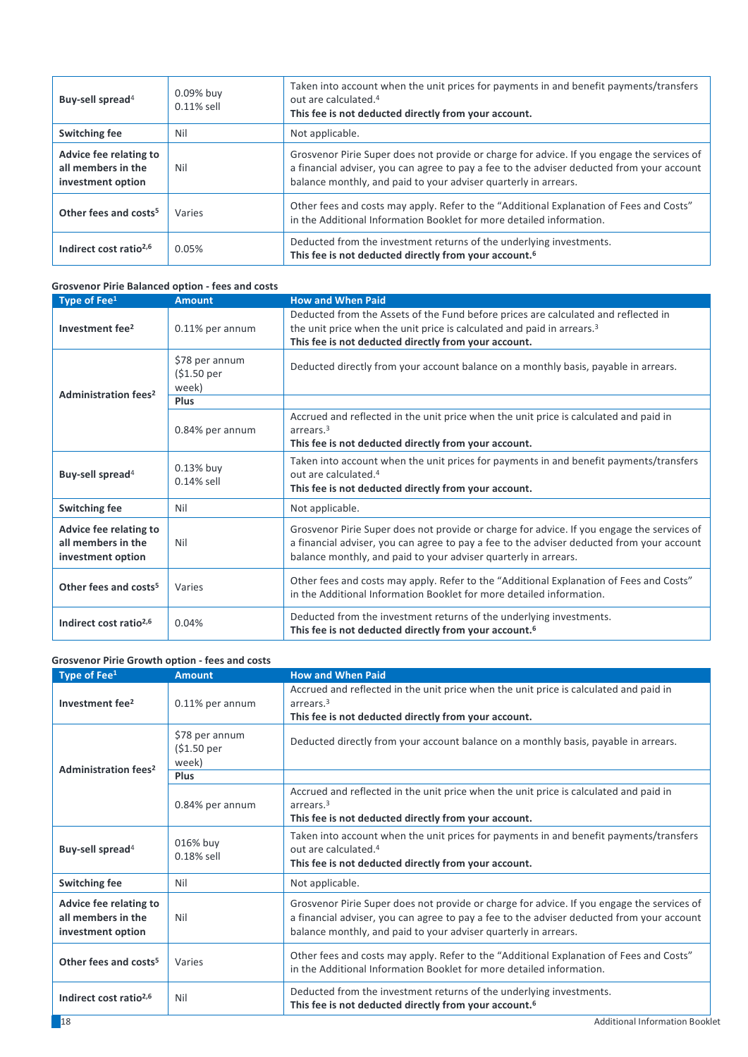| | | |
|---|---|---|
| **Buy-sell spread**[4] | 0.09% buy<br>0.11% sell | Taken into account when the unit prices for payments in and benefit payments/transfers out are calculated.[4]<br>**This fee is not deducted directly from your account.** |
| **Switching fee** | Nil | Not applicable. |
| **Advice fee relating to all members in the investment option** | Nil | Grosvenor Pirie Super does not provide or charge for advice. If you engage the services of a financial adviser, you can agree to pay a fee to the adviser deducted from your account balance monthly, and paid to your adviser quarterly in arrears. |
| **Other fees and costs**[5] | Varies | Other fees and costs may apply. Refer to the "Additional Explanation of Fees and Costs" in the Additional Information Booklet for more detailed information. |
| **Indirect cost ratio**[2,6] | 0.05% | Deducted from the investment returns of the underlying investments.<br>**This fee is not deducted directly from your account.**[6] |

**Grosvenor Pirie Balanced option - fees and costs**

| Type of Fee[1] | Amount | How and When Paid |
|---|---|---|
| **Investment fee**[2] | 0.11% per annum | Deducted from the Assets of the Fund before prices are calculated and reflected in the unit price when the unit price is calculated and paid in arrears.[3]<br>**This fee is not deducted directly from your account.** |
| **Administration fees**[2] | $78 per annum ($1.50 per week) | Deducted directly from your account balance on a monthly basis, payable in arrears. |
| | **Plus** | |
| | 0.84% per annum | Accrued and reflected in the unit price when the unit price is calculated and paid in arrears.[3]<br>**This fee is not deducted directly from your account.** |
| **Buy-sell spread**[4] | 0.13% buy<br>0.14% sell | Taken into account when the unit prices for payments in and benefit payments/transfers out are calculated.[4]<br>**This fee is not deducted directly from your account.** |
| **Switching fee** | Nil | Not applicable. |
| **Advice fee relating to all members in the investment option** | Nil | Grosvenor Pirie Super does not provide or charge for advice. If you engage the services of a financial adviser, you can agree to pay a fee to the adviser deducted from your account balance monthly, and paid to your adviser quarterly in arrears. |
| **Other fees and costs**[5] | Varies | Other fees and costs may apply. Refer to the "Additional Explanation of Fees and Costs" in the Additional Information Booklet for more detailed information. |
| **Indirect cost ratio**[2,6] | 0.04% | Deducted from the investment returns of the underlying investments.<br>**This fee is not deducted directly from your account.**[6] |

**Grosvenor Pirie Growth option - fees and costs**

| Type of Fee[1] | Amount | How and When Paid |
|---|---|---|
| **Investment fee**[2] | 0.11% per annum | Accrued and reflected in the unit price when the unit price is calculated and paid in arrears.[3]<br>**This fee is not deducted directly from your account.** |
| **Administration fees**[2] | $78 per annum ($1.50 per week) | Deducted directly from your account balance on a monthly basis, payable in arrears. |
| | **Plus** | |
| | 0.84% per annum | Accrued and reflected in the unit price when the unit price is calculated and paid in arrears.[3]<br>**This fee is not deducted directly from your account.** |
| **Buy-sell spread**[4] | 016% buy<br>0.18% sell | Taken into account when the unit prices for payments in and benefit payments/transfers out are calculated.[4]<br>**This fee is not deducted directly from your account.** |
| **Switching fee** | Nil | Not applicable. |
| **Advice fee relating to all members in the investment option** | Nil | Grosvenor Pirie Super does not provide or charge for advice. If you engage the services of a financial adviser, you can agree to pay a fee to the adviser deducted from your account balance monthly, and paid to your adviser quarterly in arrears. |
| **Other fees and costs**[5] | Varies | Other fees and costs may apply. Refer to the "Additional Explanation of Fees and Costs" in the Additional Information Booklet for more detailed information. |
| **Indirect cost ratio**[2,6] | Nil | Deducted from the investment returns of the underlying investments.<br>**This fee is not deducted directly from your account.**[6] |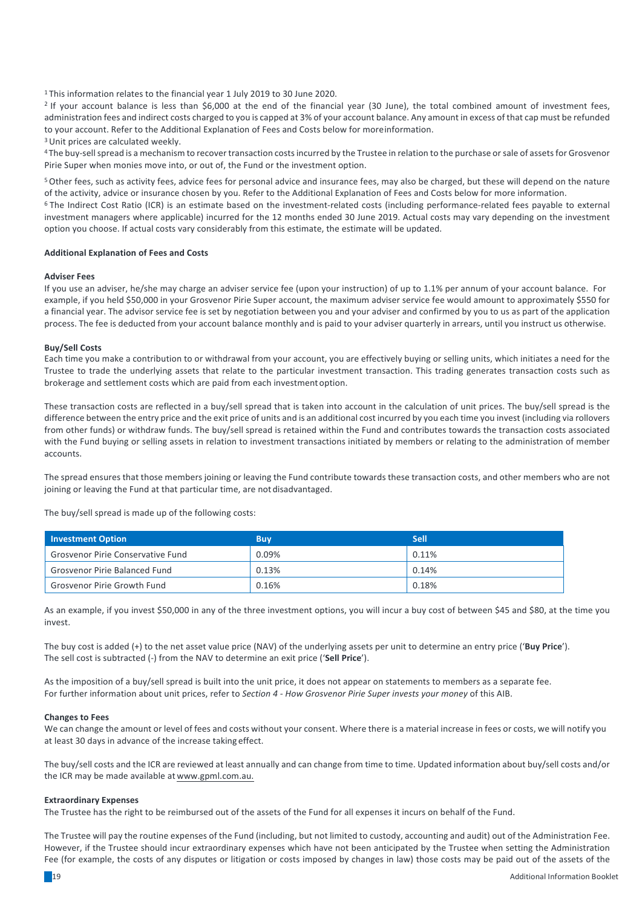[1] This information relates to the financial year 1 July 2019 to 30 June 2020.

[2] If your account balance is less than $6,000 at the end of the financial year (30 June), the total combined amount of investment fees, administration fees and indirect costs charged to you is capped at 3% of your account balance. Any amount in excess of that cap must be refunded to your account. Refer to the Additional Explanation of Fees and Costs below for more information.

[3] Unit prices are calculated weekly.

[4] The buy-sell spread is a mechanism to recover transaction costs incurred by the Trustee in relation to the purchase or sale of assets for Grosvenor Pirie Super when monies move into, or out of, the Fund or the investment option.

[5] Other fees, such as activity fees, advice fees for personal advice and insurance fees, may also be charged, but these will depend on the nature of the activity, advice or insurance chosen by you. Refer to the Additional Explanation of Fees and Costs below for more information.

[6] The Indirect Cost Ratio (ICR) is an estimate based on the investment-related costs (including performance-related fees payable to external investment managers where applicable) incurred for the 12 months ended 30 June 2019. Actual costs may vary depending on the investment option you choose. If actual costs vary considerably from this estimate, the estimate will be updated.

**Additional Explanation of Fees and Costs**

**Adviser Fees**

If you use an adviser, he/she may charge an adviser service fee (upon your instruction) of up to 1.1% per annum of your account balance. For example, if you held $50,000 in your Grosvenor Pirie Super account, the maximum adviser service fee would amount to approximately $550 for a financial year. The advisor service fee is set by negotiation between you and your adviser and confirmed by you to us as part of the application process. The fee is deducted from your account balance monthly and is paid to your adviser quarterly in arrears, until you instruct us otherwise.

**Buy/Sell Costs**

Each time you make a contribution to or withdrawal from your account, you are effectively buying or selling units, which initiates a need for the Trustee to trade the underlying assets that relate to the particular investment transaction. This trading generates transaction costs such as brokerage and settlement costs which are paid from each investment option.

These transaction costs are reflected in a buy/sell spread that is taken into account in the calculation of unit prices. The buy/sell spread is the difference between the entry price and the exit price of units and is an additional cost incurred by you each time you invest (including via rollovers from other funds) or withdraw funds. The buy/sell spread is retained within the Fund and contributes towards the transaction costs associated with the Fund buying or selling assets in relation to investment transactions initiated by members or relating to the administration of member accounts.

The spread ensures that those members joining or leaving the Fund contribute towards these transaction costs, and other members who are not joining or leaving the Fund at that particular time, are not disadvantaged.

The buy/sell spread is made up of the following costs:

| Investment Option | Buy | Sell |
|---|---|---|
| Grosvenor Pirie Conservative Fund | 0.09% | 0.11% |
| Grosvenor Pirie Balanced Fund | 0.13% | 0.14% |
| Grosvenor Pirie Growth Fund | 0.16% | 0.18% |

As an example, if you invest $50,000 in any of the three investment options, you will incur a buy cost of between $45 and $80, at the time you invest.

The buy cost is added (+) to the net asset value price (NAV) of the underlying assets per unit to determine an entry price ('**Buy Price**').
The sell cost is subtracted (-) from the NAV to determine an exit price ('**Sell Price**').

As the imposition of a buy/sell spread is built into the unit price, it does not appear on statements to members as a separate fee.
For further information about unit prices, refer to *Section 4 - How Grosvenor Pirie Super invests your money* of this AIB.

**Changes to Fees**

We can change the amount or level of fees and costs without your consent. Where there is a material increase in fees or costs, we will notify you at least 30 days in advance of the increase taking effect.

The buy/sell costs and the ICR are reviewed at least annually and can change from time to time. Updated information about buy/sell costs and/or the ICR may be made available at www.gpml.com.au.

**Extraordinary Expenses**

The Trustee has the right to be reimbursed out of the assets of the Fund for all expenses it incurs on behalf of the Fund.

The Trustee will pay the routine expenses of the Fund (including, but not limited to, custody, accounting and audit) out of the Administration Fee. However, if the Trustee should incur extraordinary expenses which have not been anticipated by the Trustee when setting the Administration Fee (for example, the costs of any disputes or litigation or costs imposed by changes in law) those costs may be paid out of the assets of the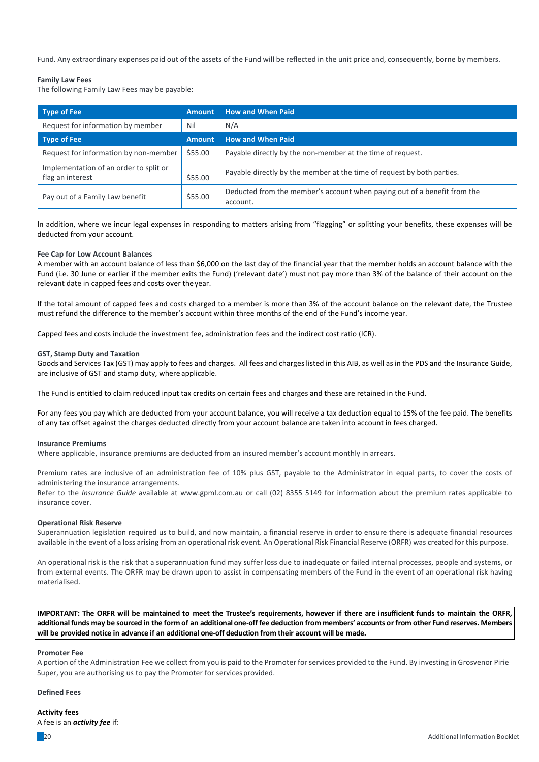Fund. Any extraordinary expenses paid out of the assets of the Fund will be reflected in the unit price and, consequently, borne by members.

**Family Law Fees**

The following Family Law Fees may be payable:

| Type of Fee | Amount | How and When Paid |
|---|---|---|
| Request for information by member | Nil | N/A |
| **Type of Fee** | **Amount** | **How and When Paid** |
| Request for information by non-member | $55.00 | Payable directly by the non-member at the time of request. |
| Implementation of an order to split or flag an interest | $55.00 | Payable directly by the member at the time of request by both parties. |
| Pay out of a Family Law benefit | $55.00 | Deducted from the member's account when paying out of a benefit from the account. |

In addition, where we incur legal expenses in responding to matters arising from "flagging" or splitting your benefits, these expenses will be deducted from your account.

**Fee Cap for Low Account Balances**

A member with an account balance of less than $6,000 on the last day of the financial year that the member holds an account balance with the Fund (i.e. 30 June or earlier if the member exits the Fund) ('relevant date') must not pay more than 3% of the balance of their account on the relevant date in capped fees and costs over the year.

If the total amount of capped fees and costs charged to a member is more than 3% of the account balance on the relevant date, the Trustee must refund the difference to the member's account within three months of the end of the Fund's income year.

Capped fees and costs include the investment fee, administration fees and the indirect cost ratio (ICR).

**GST, Stamp Duty and Taxation**

Goods and Services Tax (GST) may apply to fees and charges. All fees and charges listed in this AIB, as well as in the PDS and the Insurance Guide, are inclusive of GST and stamp duty, where applicable.

The Fund is entitled to claim reduced input tax credits on certain fees and charges and these are retained in the Fund.

For any fees you pay which are deducted from your account balance, you will receive a tax deduction equal to 15% of the fee paid. The benefits of any tax offset against the charges deducted directly from your account balance are taken into account in fees charged.

**Insurance Premiums**

Where applicable, insurance premiums are deducted from an insured member's account monthly in arrears.

Premium rates are inclusive of an administration fee of 10% plus GST, payable to the Administrator in equal parts, to cover the costs of administering the insurance arrangements.

Refer to the *Insurance Guide* available at www.gpml.com.au or call (02) 8355 5149 for information about the premium rates applicable to insurance cover.

**Operational Risk Reserve**

Superannuation legislation required us to build, and now maintain, a financial reserve in order to ensure there is adequate financial resources available in the event of a loss arising from an operational risk event. An Operational Risk Financial Reserve (ORFR) was created for this purpose.

An operational risk is the risk that a superannuation fund may suffer loss due to inadequate or failed internal processes, people and systems, or from external events. The ORFR may be drawn upon to assist in compensating members of the Fund in the event of an operational risk having materialised.

**IMPORTANT: The ORFR will be maintained to meet the Trustee's requirements, however if there are insufficient funds to maintain the ORFR, additional funds may be sourced in the form of an additional one-off fee deduction from members' accounts or from other Fund reserves. Members will be provided notice in advance if an additional one-off deduction from their account will be made.**

**Promoter Fee**

A portion of the Administration Fee we collect from you is paid to the Promoter for services provided to the Fund. By investing in Grosvenor Pirie Super, you are authorising us to pay the Promoter for services provided.

**Defined Fees**

**Activity fees**

A fee is an ***activity fee*** if: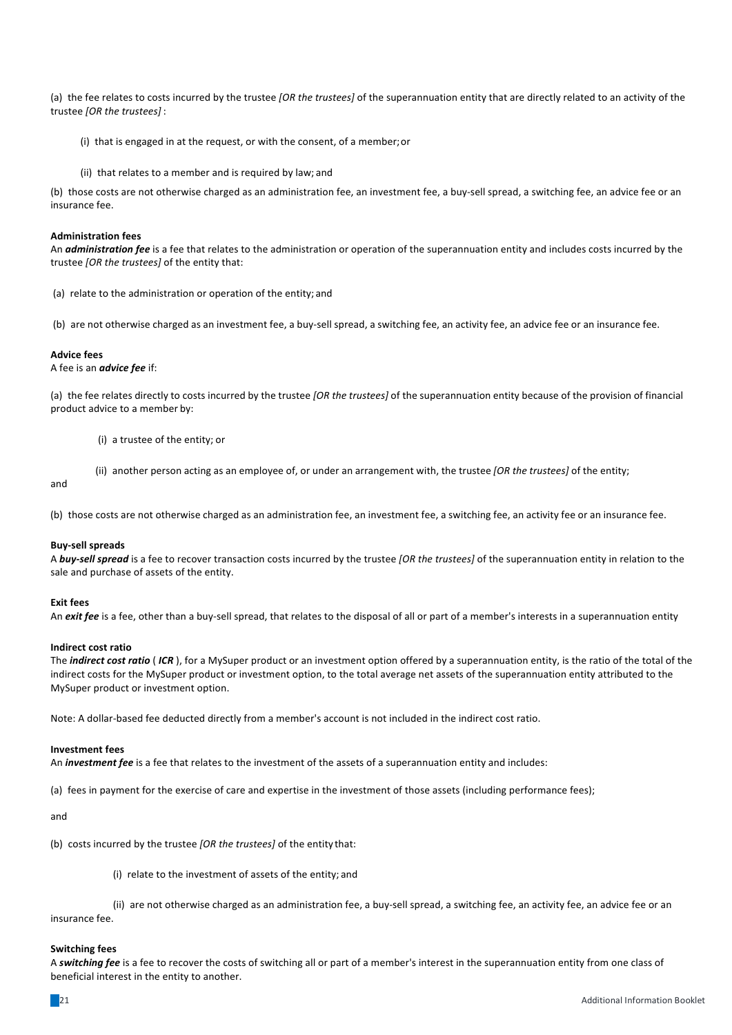(a) the fee relates to costs incurred by the trustee *[OR the trustees]* of the superannuation entity that are directly related to an activity of the trustee *[OR the trustees]* :

(i) that is engaged in at the request, or with the consent, of a member; or

(ii) that relates to a member and is required by law; and

(b) those costs are not otherwise charged as an administration fee, an investment fee, a buy-sell spread, a switching fee, an advice fee or an insurance fee.

**Administration fees**

An ***administration fee*** is a fee that relates to the administration or operation of the superannuation entity and includes costs incurred by the trustee *[OR the trustees]* of the entity that:

(a) relate to the administration or operation of the entity; and

(b) are not otherwise charged as an investment fee, a buy-sell spread, a switching fee, an activity fee, an advice fee or an insurance fee.

**Advice fees**

A fee is an ***advice fee*** if:

(a) the fee relates directly to costs incurred by the trustee *[OR the trustees]* of the superannuation entity because of the provision of financial product advice to a member by:

(i) a trustee of the entity; or

(ii) another person acting as an employee of, or under an arrangement with, the trustee *[OR the trustees]* of the entity;

and

(b) those costs are not otherwise charged as an administration fee, an investment fee, a switching fee, an activity fee or an insurance fee.

**Buy-sell spreads**

A ***buy-sell spread*** is a fee to recover transaction costs incurred by the trustee *[OR the trustees]* of the superannuation entity in relation to the sale and purchase of assets of the entity.

**Exit fees**

An ***exit fee*** is a fee, other than a buy-sell spread, that relates to the disposal of all or part of a member's interests in a superannuation entity

**Indirect cost ratio**

The ***indirect cost ratio*** ( ***ICR*** ), for a MySuper product or an investment option offered by a superannuation entity, is the ratio of the total of the indirect costs for the MySuper product or investment option, to the total average net assets of the superannuation entity attributed to the MySuper product or investment option.

Note: A dollar-based fee deducted directly from a member's account is not included in the indirect cost ratio.

**Investment fees**

An ***investment fee*** is a fee that relates to the investment of the assets of a superannuation entity and includes:

(a) fees in payment for the exercise of care and expertise in the investment of those assets (including performance fees);

and

(b) costs incurred by the trustee *[OR the trustees]* of the entity that:

(i) relate to the investment of assets of the entity; and

(ii) are not otherwise charged as an administration fee, a buy-sell spread, a switching fee, an activity fee, an advice fee or an insurance fee.

**Switching fees**

A ***switching fee*** is a fee to recover the costs of switching all or part of a member's interest in the superannuation entity from one class of beneficial interest in the entity to another.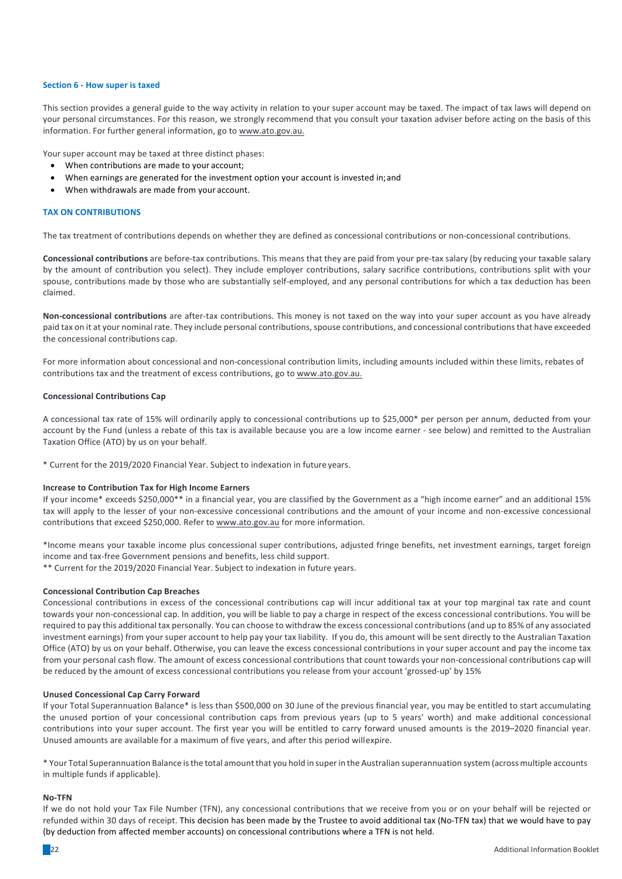## Section 6 - How super is taxed

This section provides a general guide to the way activity in relation to your super account may be taxed. The impact of tax laws will depend on your personal circumstances. For this reason, we strongly recommend that you consult your taxation adviser before acting on the basis of this information. For further general information, go to www.ato.gov.au.

Your super account may be taxed at three distinct phases:

- When contributions are made to your account;
- When earnings are generated for the investment option your account is invested in; and
- When withdrawals are made from your account.

### TAX ON CONTRIBUTIONS

The tax treatment of contributions depends on whether they are defined as concessional contributions or non-concessional contributions.

**Concessional contributions** are before-tax contributions. This means that they are paid from your pre-tax salary (by reducing your taxable salary by the amount of contribution you select). They include employer contributions, salary sacrifice contributions, contributions split with your spouse, contributions made by those who are substantially self-employed, and any personal contributions for which a tax deduction has been claimed.

**Non-concessional contributions** are after-tax contributions. This money is not taxed on the way into your super account as you have already paid tax on it at your nominal rate. They include personal contributions, spouse contributions, and concessional contributions that have exceeded the concessional contributions cap.

For more information about concessional and non-concessional contribution limits, including amounts included within these limits, rebates of contributions tax and the treatment of excess contributions, go to www.ato.gov.au.

#### Concessional Contributions Cap

A concessional tax rate of 15% will ordinarily apply to concessional contributions up to $25,000* per person per annum, deducted from your account by the Fund (unless a rebate of this tax is available because you are a low income earner - see below) and remitted to the Australian Taxation Office (ATO) by us on your behalf.

* Current for the 2019/2020 Financial Year. Subject to indexation in future years.

#### Increase to Contribution Tax for High Income Earners

If your income* exceeds $250,000** in a financial year, you are classified by the Government as a "high income earner" and an additional 15% tax will apply to the lesser of your non-excessive concessional contributions and the amount of your income and non-excessive concessional contributions that exceed $250,000. Refer to www.ato.gov.au for more information.

*Income means your taxable income plus concessional super contributions, adjusted fringe benefits, net investment earnings, target foreign income and tax-free Government pensions and benefits, less child support.

** Current for the 2019/2020 Financial Year. Subject to indexation in future years.

#### Concessional Contribution Cap Breaches

Concessional contributions in excess of the concessional contributions cap will incur additional tax at your top marginal tax rate and count towards your non-concessional cap. In addition, you will be liable to pay a charge in respect of the excess concessional contributions. You will be required to pay this additional tax personally. You can choose to withdraw the excess concessional contributions (and up to 85% of any associated investment earnings) from your super account to help pay your tax liability. If you do, this amount will be sent directly to the Australian Taxation Office (ATO) by us on your behalf. Otherwise, you can leave the excess concessional contributions in your super account and pay the income tax from your personal cash flow. The amount of excess concessional contributions that count towards your non-concessional contributions cap will be reduced by the amount of excess concessional contributions you release from your account 'grossed-up' by 15%

#### Unused Concessional Cap Carry Forward

If your Total Superannuation Balance* is less than $500,000 on 30 June of the previous financial year, you may be entitled to start accumulating the unused portion of your concessional contribution caps from previous years (up to 5 years' worth) and make additional concessional contributions into your super account. The first year you will be entitled to carry forward unused amounts is the 2019–2020 financial year. Unused amounts are available for a maximum of five years, and after this period will expire.

* Your Total Superannuation Balance is the total amount that you hold in super in the Australian superannuation system (across multiple accounts in multiple funds if applicable).

#### No-TFN

If we do not hold your Tax File Number (TFN), any concessional contributions that we receive from you or on your behalf will be rejected or refunded within 30 days of receipt. This decision has been made by the Trustee to avoid additional tax (No-TFN tax) that we would have to pay (by deduction from affected member accounts) on concessional contributions where a TFN is not held.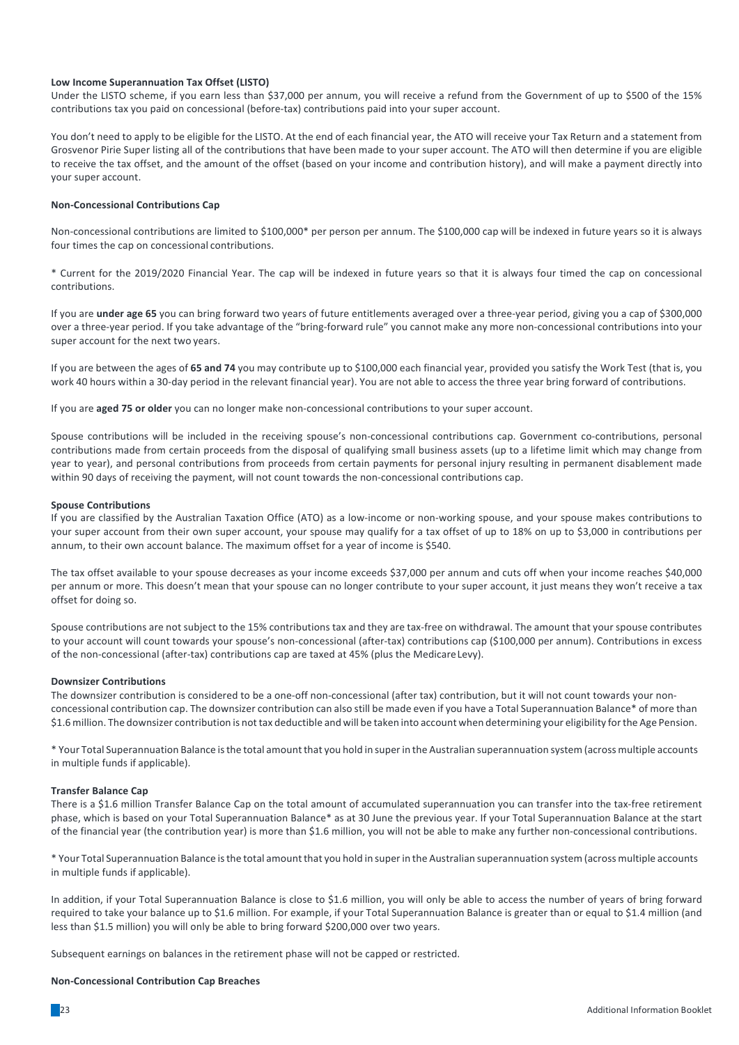**Low Income Superannuation Tax Offset (LISTO)**

Under the LISTO scheme, if you earn less than $37,000 per annum, you will receive a refund from the Government of up to $500 of the 15% contributions tax you paid on concessional (before-tax) contributions paid into your super account.

You don't need to apply to be eligible for the LISTO. At the end of each financial year, the ATO will receive your Tax Return and a statement from Grosvenor Pirie Super listing all of the contributions that have been made to your super account. The ATO will then determine if you are eligible to receive the tax offset, and the amount of the offset (based on your income and contribution history), and will make a payment directly into your super account.

**Non-Concessional Contributions Cap**

Non-concessional contributions are limited to $100,000* per person per annum. The $100,000 cap will be indexed in future years so it is always four times the cap on concessional contributions.

* Current for the 2019/2020 Financial Year. The cap will be indexed in future years so that it is always four timed the cap on concessional contributions.

If you are **under age 65** you can bring forward two years of future entitlements averaged over a three-year period, giving you a cap of $300,000 over a three-year period. If you take advantage of the "bring-forward rule" you cannot make any more non-concessional contributions into your super account for the next two years.

If you are between the ages of **65 and 74** you may contribute up to $100,000 each financial year, provided you satisfy the Work Test (that is, you work 40 hours within a 30-day period in the relevant financial year). You are not able to access the three year bring forward of contributions.

If you are **aged 75 or older** you can no longer make non-concessional contributions to your super account.

Spouse contributions will be included in the receiving spouse's non-concessional contributions cap. Government co-contributions, personal contributions made from certain proceeds from the disposal of qualifying small business assets (up to a lifetime limit which may change from year to year), and personal contributions from proceeds from certain payments for personal injury resulting in permanent disablement made within 90 days of receiving the payment, will not count towards the non-concessional contributions cap.

**Spouse Contributions**

If you are classified by the Australian Taxation Office (ATO) as a low-income or non-working spouse, and your spouse makes contributions to your super account from their own super account, your spouse may qualify for a tax offset of up to 18% on up to $3,000 in contributions per annum, to their own account balance. The maximum offset for a year of income is $540.

The tax offset available to your spouse decreases as your income exceeds $37,000 per annum and cuts off when your income reaches $40,000 per annum or more. This doesn't mean that your spouse can no longer contribute to your super account, it just means they won't receive a tax offset for doing so.

Spouse contributions are not subject to the 15% contributions tax and they are tax-free on withdrawal. The amount that your spouse contributes to your account will count towards your spouse's non-concessional (after-tax) contributions cap ($100,000 per annum). Contributions in excess of the non-concessional (after-tax) contributions cap are taxed at 45% (plus the Medicare Levy).

**Downsizer Contributions**

The downsizer contribution is considered to be a one-off non-concessional (after tax) contribution, but it will not count towards your non-concessional contribution cap. The downsizer contribution can also still be made even if you have a Total Superannuation Balance* of more than $1.6 million. The downsizer contribution is not tax deductible and will be taken into account when determining your eligibility for the Age Pension.

* Your Total Superannuation Balance is the total amount that you hold in super in the Australian superannuation system (across multiple accounts in multiple funds if applicable).

**Transfer Balance Cap**

There is a $1.6 million Transfer Balance Cap on the total amount of accumulated superannuation you can transfer into the tax-free retirement phase, which is based on your Total Superannuation Balance* as at 30 June the previous year. If your Total Superannuation Balance at the start of the financial year (the contribution year) is more than $1.6 million, you will not be able to make any further non-concessional contributions.

* Your Total Superannuation Balance is the total amount that you hold in super in the Australian superannuation system (across multiple accounts in multiple funds if applicable).

In addition, if your Total Superannuation Balance is close to $1.6 million, you will only be able to access the number of years of bring forward required to take your balance up to $1.6 million. For example, if your Total Superannuation Balance is greater than or equal to $1.4 million (and less than $1.5 million) you will only be able to bring forward $200,000 over two years.

Subsequent earnings on balances in the retirement phase will not be capped or restricted.

**Non-Concessional Contribution Cap Breaches**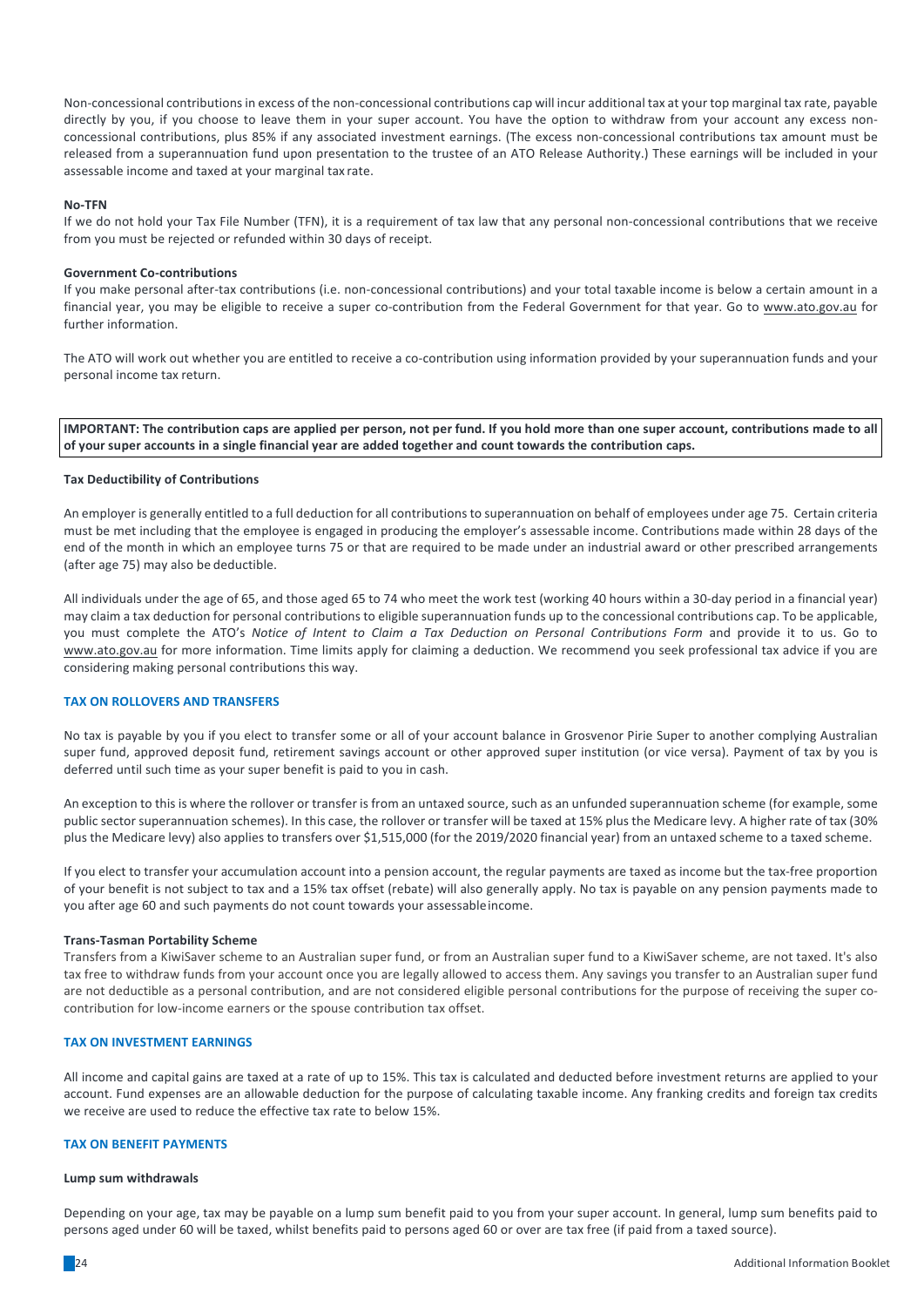Non-concessional contributions in excess of the non-concessional contributions cap will incur additional tax at your top marginal tax rate, payable directly by you, if you choose to leave them in your super account. You have the option to withdraw from your account any excess non-concessional contributions, plus 85% if any associated investment earnings. (The excess non-concessional contributions tax amount must be released from a superannuation fund upon presentation to the trustee of an ATO Release Authority.) These earnings will be included in your assessable income and taxed at your marginal tax rate.

**No-TFN**

If we do not hold your Tax File Number (TFN), it is a requirement of tax law that any personal non-concessional contributions that we receive from you must be rejected or refunded within 30 days of receipt.

**Government Co-contributions**

If you make personal after-tax contributions (i.e. non-concessional contributions) and your total taxable income is below a certain amount in a financial year, you may be eligible to receive a super co-contribution from the Federal Government for that year. Go to www.ato.gov.au for further information.

The ATO will work out whether you are entitled to receive a co-contribution using information provided by your superannuation funds and your personal income tax return.

**IMPORTANT: The contribution caps are applied per person, not per fund. If you hold more than one super account, contributions made to all of your super accounts in a single financial year are added together and count towards the contribution caps.**

**Tax Deductibility of Contributions**

An employer is generally entitled to a full deduction for all contributions to superannuation on behalf of employees under age 75. Certain criteria must be met including that the employee is engaged in producing the employer's assessable income. Contributions made within 28 days of the end of the month in which an employee turns 75 or that are required to be made under an industrial award or other prescribed arrangements (after age 75) may also be deductible.

All individuals under the age of 65, and those aged 65 to 74 who meet the work test (working 40 hours within a 30-day period in a financial year) may claim a tax deduction for personal contributions to eligible superannuation funds up to the concessional contributions cap. To be applicable, you must complete the ATO's *Notice of Intent to Claim a Tax Deduction on Personal Contributions Form* and provide it to us. Go to www.ato.gov.au for more information. Time limits apply for claiming a deduction. We recommend you seek professional tax advice if you are considering making personal contributions this way.

## TAX ON ROLLOVERS AND TRANSFERS

No tax is payable by you if you elect to transfer some or all of your account balance in Grosvenor Pirie Super to another complying Australian super fund, approved deposit fund, retirement savings account or other approved super institution (or vice versa). Payment of tax by you is deferred until such time as your super benefit is paid to you in cash.

An exception to this is where the rollover or transfer is from an untaxed source, such as an unfunded superannuation scheme (for example, some public sector superannuation schemes). In this case, the rollover or transfer will be taxed at 15% plus the Medicare levy. A higher rate of tax (30% plus the Medicare levy) also applies to transfers over $1,515,000 (for the 2019/2020 financial year) from an untaxed scheme to a taxed scheme.

If you elect to transfer your accumulation account into a pension account, the regular payments are taxed as income but the tax-free proportion of your benefit is not subject to tax and a 15% tax offset (rebate) will also generally apply. No tax is payable on any pension payments made to you after age 60 and such payments do not count towards your assessable income.

**Trans-Tasman Portability Scheme**

Transfers from a KiwiSaver scheme to an Australian super fund, or from an Australian super fund to a KiwiSaver scheme, are not taxed. It's also tax free to withdraw funds from your account once you are legally allowed to access them. Any savings you transfer to an Australian super fund are not deductible as a personal contribution, and are not considered eligible personal contributions for the purpose of receiving the super co-contribution for low-income earners or the spouse contribution tax offset.

## TAX ON INVESTMENT EARNINGS

All income and capital gains are taxed at a rate of up to 15%. This tax is calculated and deducted before investment returns are applied to your account. Fund expenses are an allowable deduction for the purpose of calculating taxable income. Any franking credits and foreign tax credits we receive are used to reduce the effective tax rate to below 15%.

## TAX ON BENEFIT PAYMENTS

**Lump sum withdrawals**

Depending on your age, tax may be payable on a lump sum benefit paid to you from your super account. In general, lump sum benefits paid to persons aged under 60 will be taxed, whilst benefits paid to persons aged 60 or over are tax free (if paid from a taxed source).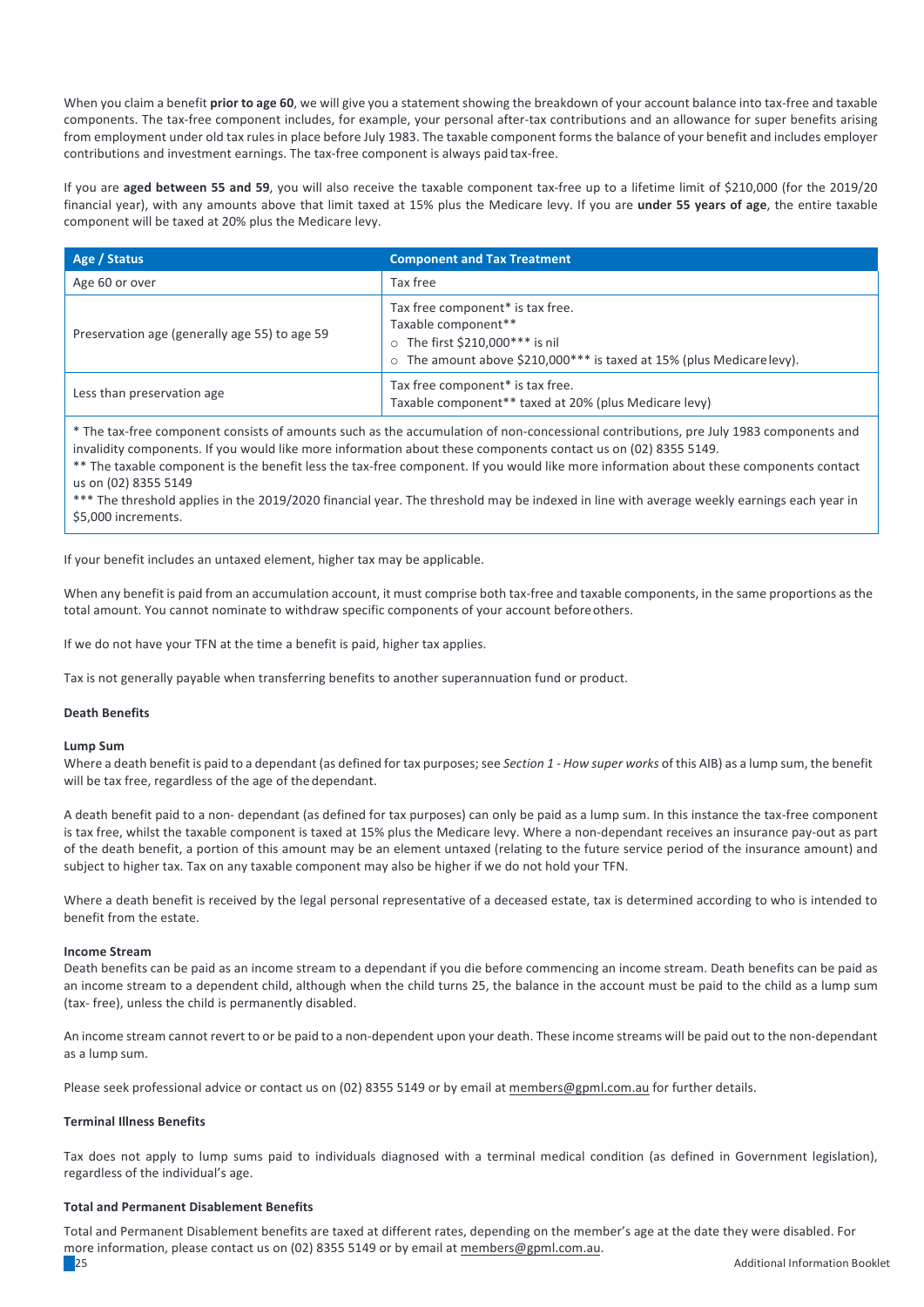When you claim a benefit **prior to age 60**, we will give you a statement showing the breakdown of your account balance into tax-free and taxable components. The tax-free component includes, for example, your personal after-tax contributions and an allowance for super benefits arising from employment under old tax rules in place before July 1983. The taxable component forms the balance of your benefit and includes employer contributions and investment earnings. The tax-free component is always paid tax-free.

If you are **aged between 55 and 59**, you will also receive the taxable component tax-free up to a lifetime limit of $210,000 (for the 2019/20 financial year), with any amounts above that limit taxed at 15% plus the Medicare levy. If you are **under 55 years of age**, the entire taxable component will be taxed at 20% plus the Medicare levy.

| Age / Status | Component and Tax Treatment |
|---|---|
| Age 60 or over | Tax free |
| Preservation age (generally age 55) to age 59 | Tax free component* is tax free.<br>Taxable component**<br>○ The first $210,000*** is nil<br>○ The amount above $210,000*** is taxed at 15% (plus Medicare levy). |
| Less than preservation age | Tax free component* is tax free.<br>Taxable component** taxed at 20% (plus Medicare levy) |

\* The tax-free component consists of amounts such as the accumulation of non-concessional contributions, pre July 1983 components and invalidity components. If you would like more information about these components contact us on (02) 8355 5149.
** The taxable component is the benefit less the tax-free component. If you would like more information about these components contact us on (02) 8355 5149
*** The threshold applies in the 2019/2020 financial year. The threshold may be indexed in line with average weekly earnings each year in $5,000 increments.

If your benefit includes an untaxed element, higher tax may be applicable.

When any benefit is paid from an accumulation account, it must comprise both tax-free and taxable components, in the same proportions as the total amount. You cannot nominate to withdraw specific components of your account before others.

If we do not have your TFN at the time a benefit is paid, higher tax applies.

Tax is not generally payable when transferring benefits to another superannuation fund or product.

**Death Benefits**

**Lump Sum**

Where a death benefit is paid to a dependant (as defined for tax purposes; see *Section 1 - How super works* of this AIB) as a lump sum, the benefit will be tax free, regardless of the age of the dependant.

A death benefit paid to a non- dependant (as defined for tax purposes) can only be paid as a lump sum. In this instance the tax-free component is tax free, whilst the taxable component is taxed at 15% plus the Medicare levy. Where a non-dependant receives an insurance pay-out as part of the death benefit, a portion of this amount may be an element untaxed (relating to the future service period of the insurance amount) and subject to higher tax. Tax on any taxable component may also be higher if we do not hold your TFN.

Where a death benefit is received by the legal personal representative of a deceased estate, tax is determined according to who is intended to benefit from the estate.

**Income Stream**

Death benefits can be paid as an income stream to a dependant if you die before commencing an income stream. Death benefits can be paid as an income stream to a dependent child, although when the child turns 25, the balance in the account must be paid to the child as a lump sum (tax- free), unless the child is permanently disabled.

An income stream cannot revert to or be paid to a non-dependent upon your death. These income streams will be paid out to the non-dependant as a lump sum.

Please seek professional advice or contact us on (02) 8355 5149 or by email at members@gpml.com.au for further details.

**Terminal Illness Benefits**

Tax does not apply to lump sums paid to individuals diagnosed with a terminal medical condition (as defined in Government legislation), regardless of the individual's age.

**Total and Permanent Disablement Benefits**

Total and Permanent Disablement benefits are taxed at different rates, depending on the member's age at the date they were disabled. For more information, please contact us on (02) 8355 5149 or by email at members@gpml.com.au.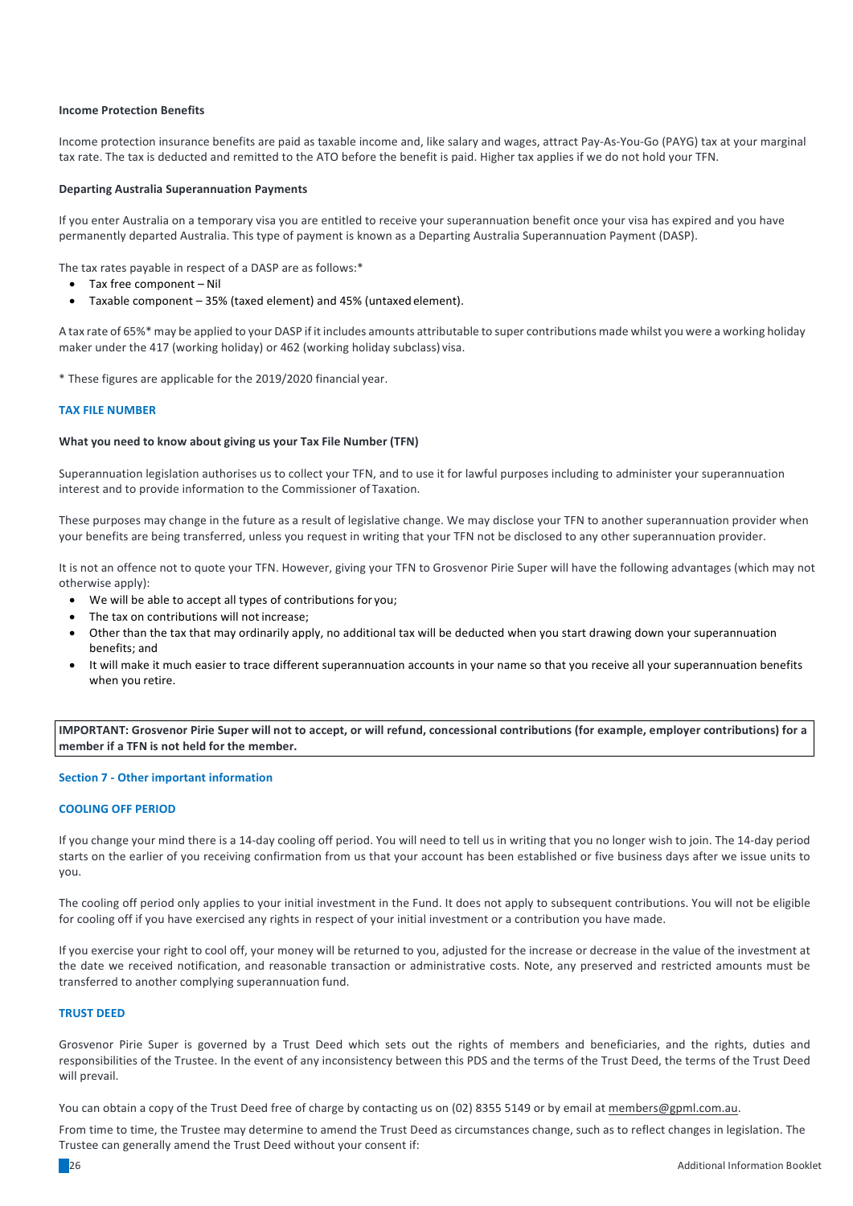**Income Protection Benefits**

Income protection insurance benefits are paid as taxable income and, like salary and wages, attract Pay-As-You-Go (PAYG) tax at your marginal tax rate. The tax is deducted and remitted to the ATO before the benefit is paid. Higher tax applies if we do not hold your TFN.

**Departing Australia Superannuation Payments**

If you enter Australia on a temporary visa you are entitled to receive your superannuation benefit once your visa has expired and you have permanently departed Australia. This type of payment is known as a Departing Australia Superannuation Payment (DASP).

The tax rates payable in respect of a DASP are as follows:*

- Tax free component – Nil
- Taxable component – 35% (taxed element) and 45% (untaxed element).

A tax rate of 65%* may be applied to your DASP if it includes amounts attributable to super contributions made whilst you were a working holiday maker under the 417 (working holiday) or 462 (working holiday subclass) visa.

* These figures are applicable for the 2019/2020 financial year.

## TAX FILE NUMBER

**What you need to know about giving us your Tax File Number (TFN)**

Superannuation legislation authorises us to collect your TFN, and to use it for lawful purposes including to administer your superannuation interest and to provide information to the Commissioner of Taxation.

These purposes may change in the future as a result of legislative change. We may disclose your TFN to another superannuation provider when your benefits are being transferred, unless you request in writing that your TFN not be disclosed to any other superannuation provider.

It is not an offence not to quote your TFN. However, giving your TFN to Grosvenor Pirie Super will have the following advantages (which may not otherwise apply):

- We will be able to accept all types of contributions for you;
- The tax on contributions will not increase;
- Other than the tax that may ordinarily apply, no additional tax will be deducted when you start drawing down your superannuation benefits; and
- It will make it much easier to trace different superannuation accounts in your name so that you receive all your superannuation benefits when you retire.

**IMPORTANT: Grosvenor Pirie Super will not to accept, or will refund, concessional contributions (for example, employer contributions) for a member if a TFN is not held for the member.**

# Section 7 - Other important information

## COOLING OFF PERIOD

If you change your mind there is a 14-day cooling off period. You will need to tell us in writing that you no longer wish to join. The 14-day period starts on the earlier of you receiving confirmation from us that your account has been established or five business days after we issue units to you.

The cooling off period only applies to your initial investment in the Fund. It does not apply to subsequent contributions. You will not be eligible for cooling off if you have exercised any rights in respect of your initial investment or a contribution you have made.

If you exercise your right to cool off, your money will be returned to you, adjusted for the increase or decrease in the value of the investment at the date we received notification, and reasonable transaction or administrative costs. Note, any preserved and restricted amounts must be transferred to another complying superannuation fund.

## TRUST DEED

Grosvenor Pirie Super is governed by a Trust Deed which sets out the rights of members and beneficiaries, and the rights, duties and responsibilities of the Trustee. In the event of any inconsistency between this PDS and the terms of the Trust Deed, the terms of the Trust Deed will prevail.

You can obtain a copy of the Trust Deed free of charge by contacting us on (02) 8355 5149 or by email at members@gpml.com.au.

From time to time, the Trustee may determine to amend the Trust Deed as circumstances change, such as to reflect changes in legislation. The Trustee can generally amend the Trust Deed without your consent if: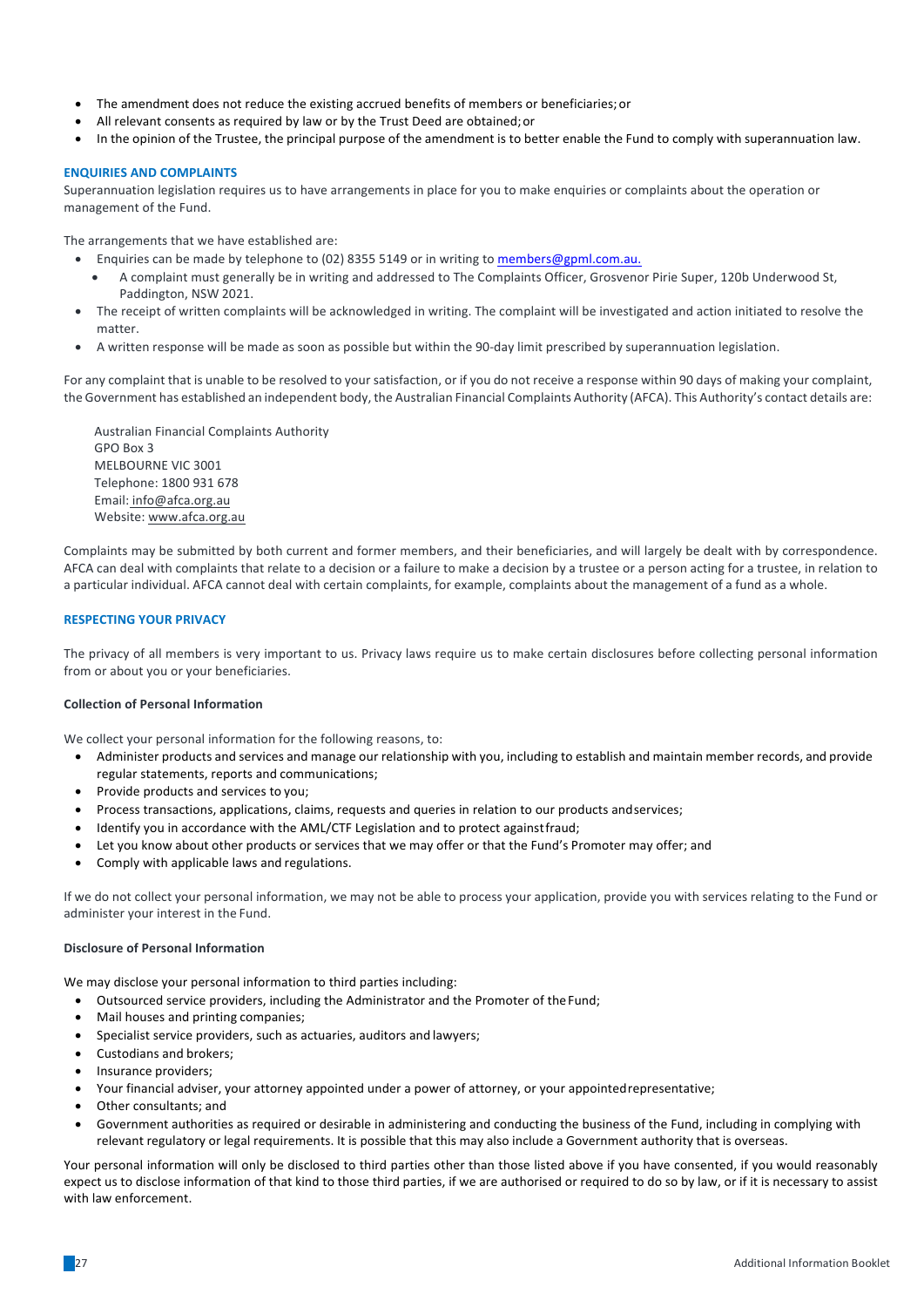- The amendment does not reduce the existing accrued benefits of members or beneficiaries; or
- All relevant consents as required by law or by the Trust Deed are obtained; or
- In the opinion of the Trustee, the principal purpose of the amendment is to better enable the Fund to comply with superannuation law.

### ENQUIRIES AND COMPLAINTS

Superannuation legislation requires us to have arrangements in place for you to make enquiries or complaints about the operation or management of the Fund.

The arrangements that we have established are:

- Enquiries can be made by telephone to (02) 8355 5149 or in writing to members@gpml.com.au.
  - A complaint must generally be in writing and addressed to The Complaints Officer, Grosvenor Pirie Super, 120b Underwood St, Paddington, NSW 2021.
- The receipt of written complaints will be acknowledged in writing. The complaint will be investigated and action initiated to resolve the matter.
- A written response will be made as soon as possible but within the 90-day limit prescribed by superannuation legislation.

For any complaint that is unable to be resolved to your satisfaction, or if you do not receive a response within 90 days of making your complaint, the Government has established an independent body, the Australian Financial Complaints Authority (AFCA). This Authority's contact details are:

Australian Financial Complaints Authority
GPO Box 3
MELBOURNE VIC 3001
Telephone: 1800 931 678
Email: info@afca.org.au
Website: www.afca.org.au

Complaints may be submitted by both current and former members, and their beneficiaries, and will largely be dealt with by correspondence. AFCA can deal with complaints that relate to a decision or a failure to make a decision by a trustee or a person acting for a trustee, in relation to a particular individual. AFCA cannot deal with certain complaints, for example, complaints about the management of a fund as a whole.

### RESPECTING YOUR PRIVACY

The privacy of all members is very important to us. Privacy laws require us to make certain disclosures before collecting personal information from or about you or your beneficiaries.

**Collection of Personal Information**

We collect your personal information for the following reasons, to:

- Administer products and services and manage our relationship with you, including to establish and maintain member records, and provide regular statements, reports and communications;
- Provide products and services to you;
- Process transactions, applications, claims, requests and queries in relation to our products and services;
- Identify you in accordance with the AML/CTF Legislation and to protect against fraud;
- Let you know about other products or services that we may offer or that the Fund's Promoter may offer; and
- Comply with applicable laws and regulations.

If we do not collect your personal information, we may not be able to process your application, provide you with services relating to the Fund or administer your interest in the Fund.

**Disclosure of Personal Information**

We may disclose your personal information to third parties including:

- Outsourced service providers, including the Administrator and the Promoter of the Fund;
- Mail houses and printing companies;
- Specialist service providers, such as actuaries, auditors and lawyers;
- Custodians and brokers;
- Insurance providers;
- Your financial adviser, your attorney appointed under a power of attorney, or your appointed representative;
- Other consultants; and
- Government authorities as required or desirable in administering and conducting the business of the Fund, including in complying with relevant regulatory or legal requirements. It is possible that this may also include a Government authority that is overseas.

Your personal information will only be disclosed to third parties other than those listed above if you have consented, if you would reasonably expect us to disclose information of that kind to those third parties, if we are authorised or required to do so by law, or if it is necessary to assist with law enforcement.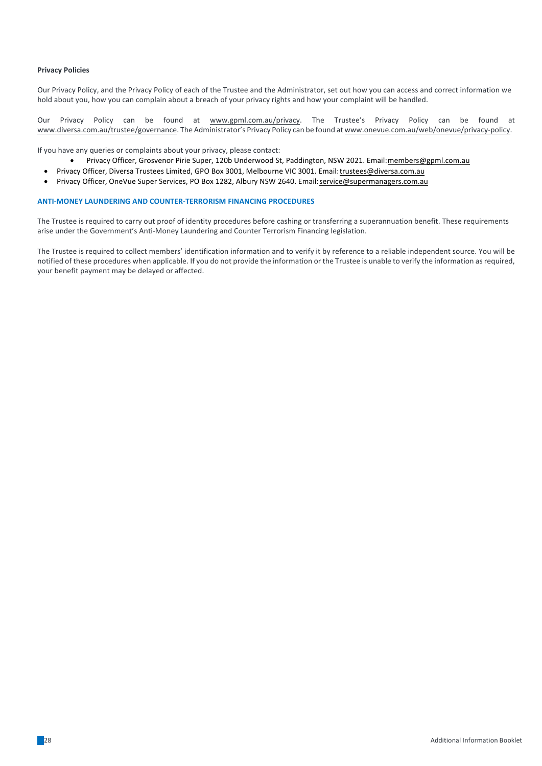**Privacy Policies**

Our Privacy Policy, and the Privacy Policy of each of the Trustee and the Administrator, set out how you can access and correct information we hold about you, how you can complain about a breach of your privacy rights and how your complaint will be handled.

Our Privacy Policy can be found at www.gpml.com.au/privacy. The Trustee's Privacy Policy can be found at www.diversa.com.au/trustee/governance. The Administrator's Privacy Policy can be found at www.onevue.com.au/web/onevue/privacy-policy.

If you have any queries or complaints about your privacy, please contact:

- Privacy Officer, Grosvenor Pirie Super, 120b Underwood St, Paddington, NSW 2021. Email: members@gpml.com.au
- Privacy Officer, Diversa Trustees Limited, GPO Box 3001, Melbourne VIC 3001. Email: trustees@diversa.com.au
- Privacy Officer, OneVue Super Services, PO Box 1282, Albury NSW 2640. Email: service@supermanagers.com.au

## ANTI-MONEY LAUNDERING AND COUNTER-TERRORISM FINANCING PROCEDURES

The Trustee is required to carry out proof of identity procedures before cashing or transferring a superannuation benefit. These requirements arise under the Government's Anti-Money Laundering and Counter Terrorism Financing legislation.

The Trustee is required to collect members' identification information and to verify it by reference to a reliable independent source. You will be notified of these procedures when applicable. If you do not provide the information or the Trustee is unable to verify the information as required, your benefit payment may be delayed or affected.